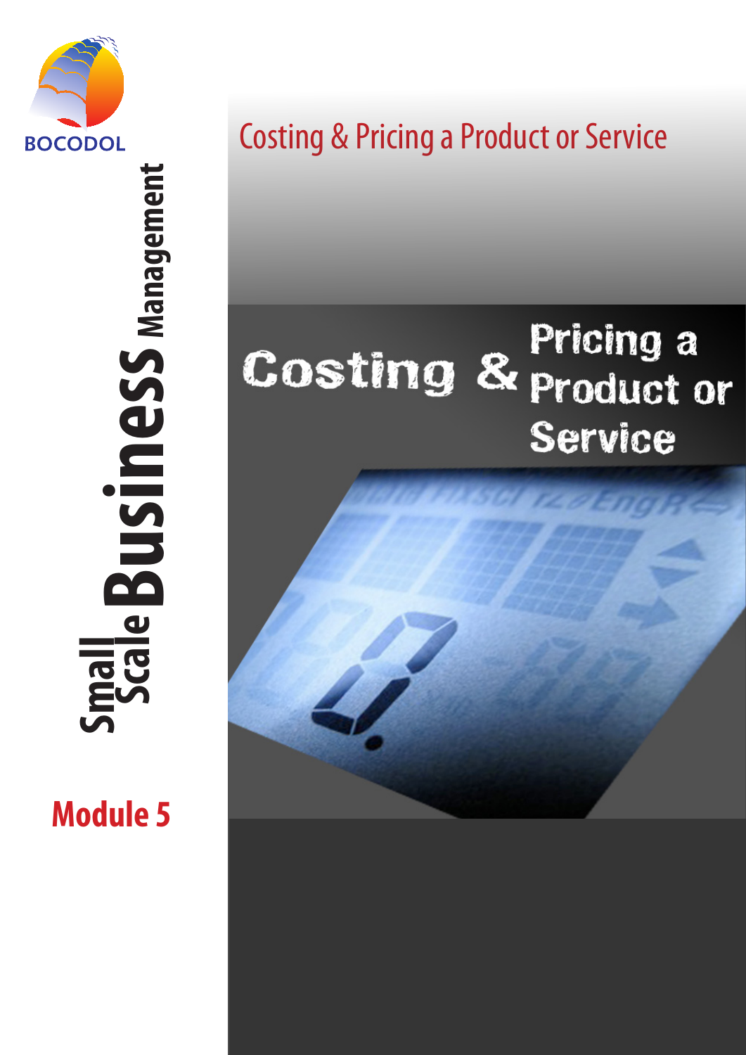BOCODOL

# Costing & Pricing a Product or Service

Small Scale Business Management

Costing & Pricing a Product or Service

**Module 5**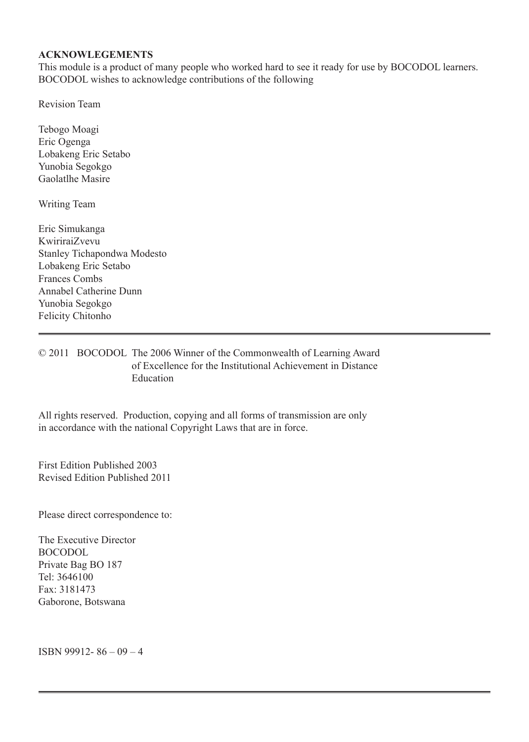**ACKNOWLEGEMENTS**

This module is a product of many people who worked hard to see it ready for use by BOCODOL learners. BOCODOL wishes to acknowledge contributions of the following

Revision Team

Tebogo Moagi
Eric Ogenga
Lobakeng Eric Setabo
Yunobia Segokgo
Gaolatlhe Masire

Writing Team

Eric Simukanga
KwiriraiZvevu
Stanley Tichapondwa Modesto
Lobakeng Eric Setabo
Frances Combs
Annabel Catherine Dunn
Yunobia Segokgo
Felicity Chitonho

---

© 2011 BOCODOL The 2006 Winner of the Commonwealth of Learning Award of Excellence for the Institutional Achievement in Distance Education

All rights reserved. Production, copying and all forms of transmission are only in accordance with the national Copyright Laws that are in force.

First Edition Published 2003
Revised Edition Published 2011

Please direct correspondence to:

The Executive Director
BOCODOL
Private Bag BO 187
Tel: 3646100
Fax: 3181473
Gaborone, Botswana

ISBN 99912- 86 – 09 – 4

---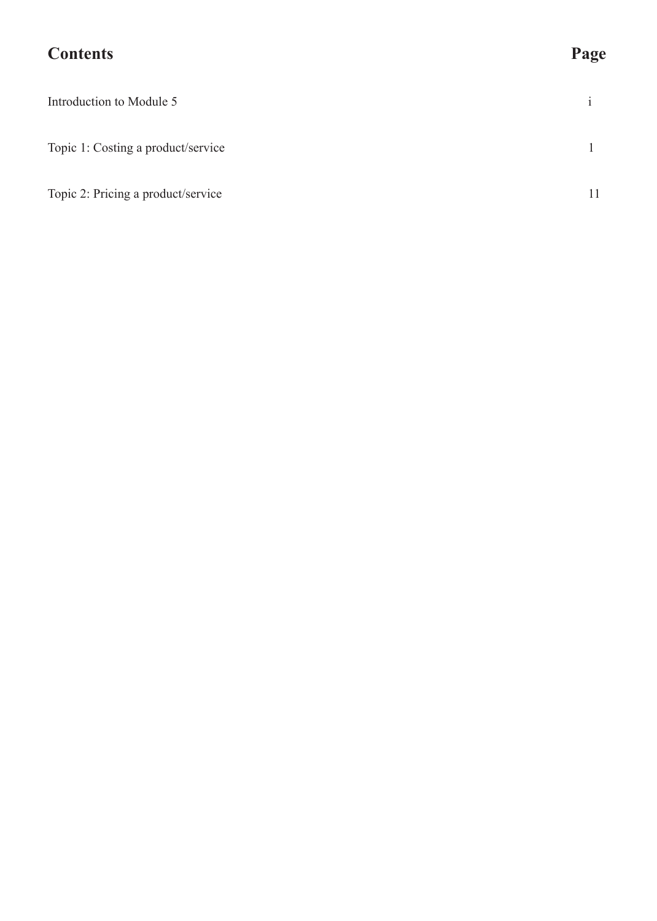| **Contents** | **Page** |
|---|---|
| Introduction to Module 5 | i |
| Topic 1: Costing a product/service | 1 |
| Topic 2: Pricing a product/service | 11 |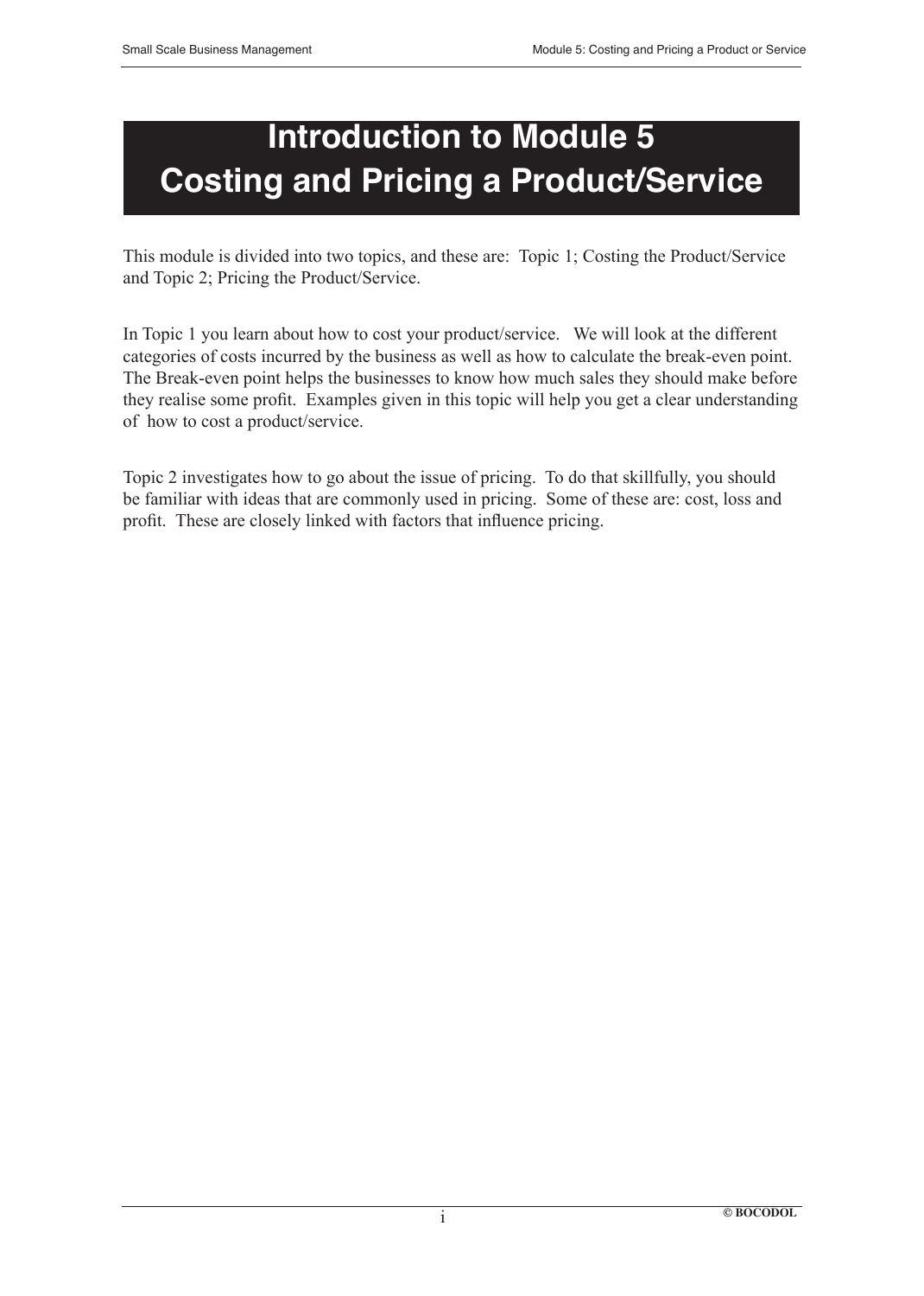# Introduction to Module 5
# Costing and Pricing a Product/Service

This module is divided into two topics, and these are: Topic 1; Costing the Product/Service and Topic 2; Pricing the Product/Service.

In Topic 1 you learn about how to cost your product/service. We will look at the different categories of costs incurred by the business as well as how to calculate the break-even point. The Break-even point helps the businesses to know how much sales they should make before they realise some profit. Examples given in this topic will help you get a clear understanding of how to cost a product/service.

Topic 2 investigates how to go about the issue of pricing. To do that skillfully, you should be familiar with ideas that are commonly used in pricing. Some of these are: cost, loss and profit. These are closely linked with factors that influence pricing.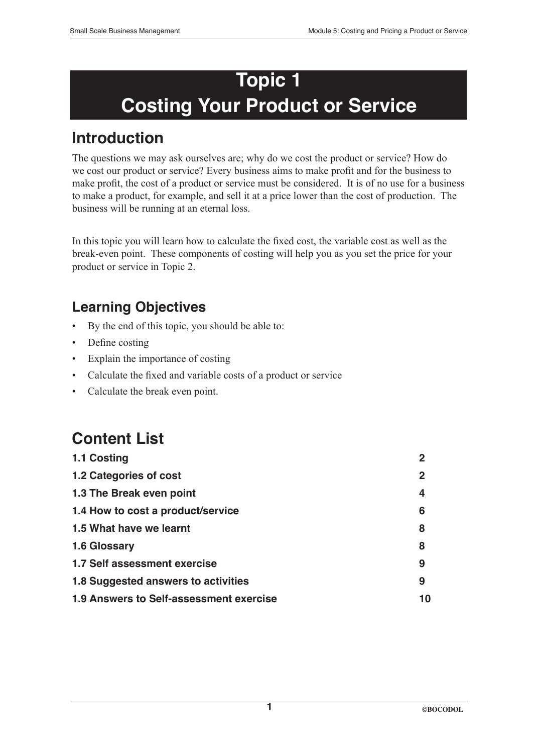# Topic 1
# Costing Your Product or Service

## Introduction

The questions we may ask ourselves are; why do we cost the product or service? How do we cost our product or service? Every business aims to make profit and for the business to make profit, the cost of a product or service must be considered. It is of no use for a business to make a product, for example, and sell it at a price lower than the cost of production. The business will be running at an eternal loss.

In this topic you will learn how to calculate the fixed cost, the variable cost as well as the break-even point. These components of costing will help you as you set the price for your product or service in Topic 2.

### Learning Objectives

- By the end of this topic, you should be able to:
- Define costing
- Explain the importance of costing
- Calculate the fixed and variable costs of a product or service
- Calculate the break even point.

## Content List

| | |
|---|---|
| **1.1 Costing** | **2** |
| **1.2 Categories of cost** | **2** |
| **1.3 The Break even point** | **4** |
| **1.4 How to cost a product/service** | **6** |
| **1.5 What have we learnt** | **8** |
| **1.6 Glossary** | **8** |
| **1.7 Self assessment exercise** | **9** |
| **1.8 Suggested answers to activities** | **9** |
| **1.9 Answers to Self-assessment exercise** | **10** |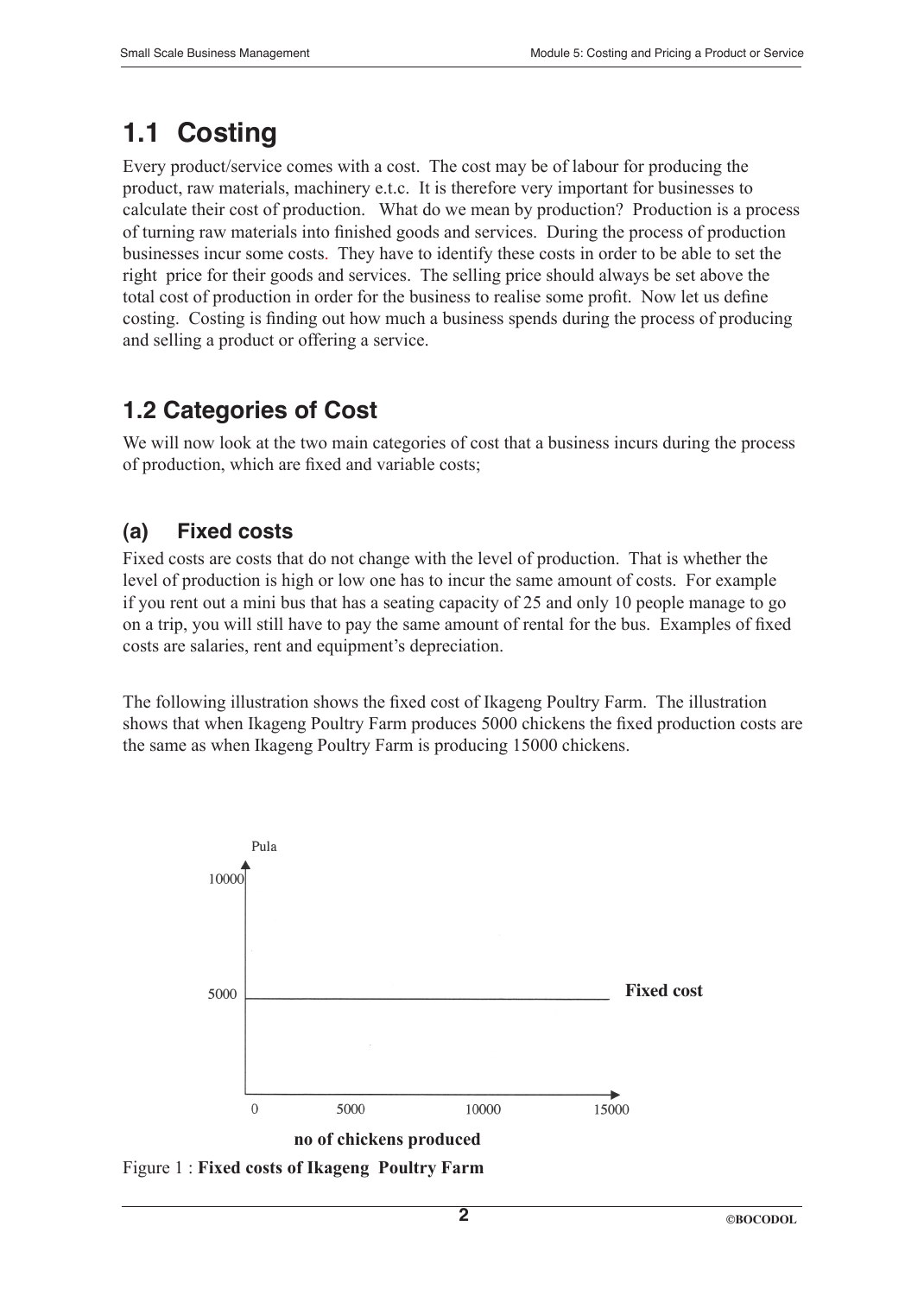## 1.1 Costing

Every product/service comes with a cost. The cost may be of labour for producing the product, raw materials, machinery e.t.c. It is therefore very important for businesses to calculate their cost of production. What do we mean by production? Production is a process of turning raw materials into finished goods and services. During the process of production businesses incur some costs. They have to identify these costs in order to be able to set the right price for their goods and services. The selling price should always be set above the total cost of production in order for the business to realise some profit. Now let us define costing. Costing is finding out how much a business spends during the process of producing and selling a product or offering a service.

## 1.2 Categories of Cost

We will now look at the two main categories of cost that a business incurs during the process of production, which are fixed and variable costs;

### (a) Fixed costs

Fixed costs are costs that do not change with the level of production. That is whether the level of production is high or low one has to incur the same amount of costs. For example if you rent out a mini bus that has a seating capacity of 25 and only 10 people manage to go on a trip, you will still have to pay the same amount of rental for the bus. Examples of fixed costs are salaries, rent and equipment's depreciation.

The following illustration shows the fixed cost of Ikageng Poultry Farm. The illustration shows that when Ikageng Poultry Farm produces 5000 chickens the fixed production costs are the same as when Ikageng Poultry Farm is producing 15000 chickens.

Pula

10000

5000 — **Fixed cost**

0 5000 10000 15000

**no of chickens produced**

Figure 1 : **Fixed costs of Ikageng Poultry Farm**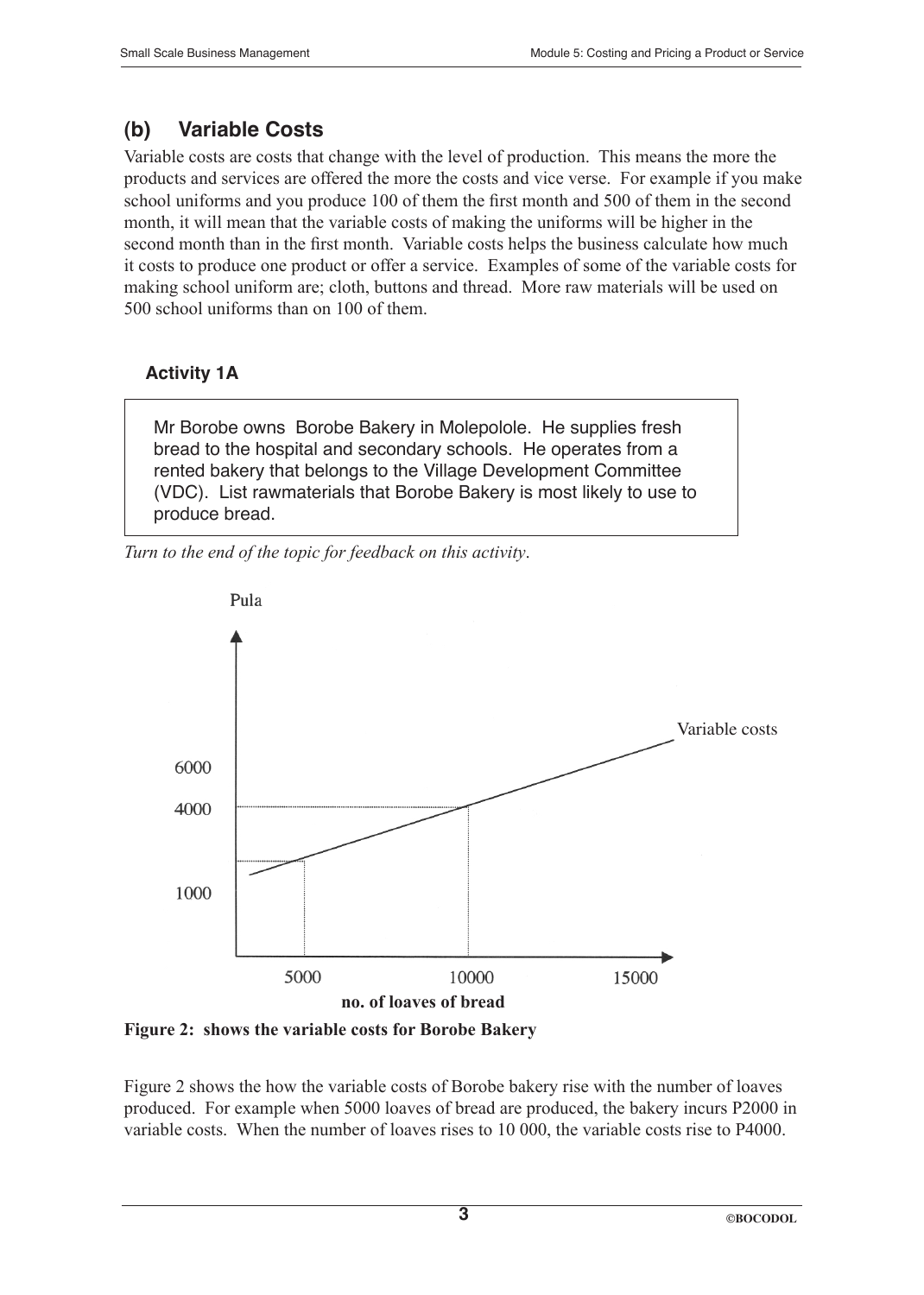## (b) Variable Costs

Variable costs are costs that change with the level of production. This means the more the products and services are offered the more the costs and vice verse. For example if you make school uniforms and you produce 100 of them the first month and 500 of them in the second month, it will mean that the variable costs of making the uniforms will be higher in the second month than in the first month. Variable costs helps the business calculate how much it costs to produce one product or offer a service. Examples of some of the variable costs for making school uniform are; cloth, buttons and thread. More raw materials will be used on 500 school uniforms than on 100 of them.

### Activity 1A

> Mr Borobe owns Borobe Bakery in Molepolole. He supplies fresh bread to the hospital and secondary schools. He operates from a rented bakery that belongs to the Village Development Committee (VDC). List rawmaterials that Borobe Bakery is most likely to use to produce bread.

*Turn to the end of the topic for feedback on this activity.*

**Figure 2: shows the variable costs for Borobe Bakery**

Figure 2 shows the how the variable costs of Borobe bakery rise with the number of loaves produced. For example when 5000 loaves of bread are produced, the bakery incurs P2000 in variable costs. When the number of loaves rises to 10 000, the variable costs rise to P4000.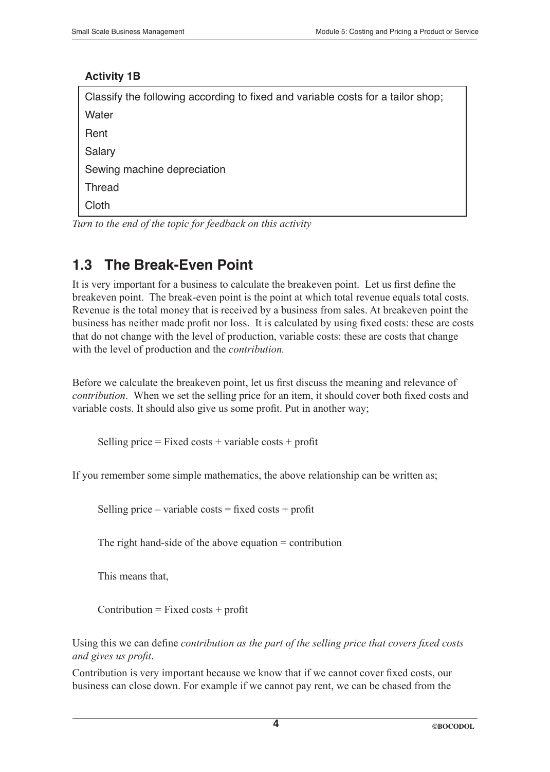**Activity 1B**

Classify the following according to fixed and variable costs for a tailor shop;

Water

Rent

Salary

Sewing machine depreciation

Thread

Cloth

*Turn to the end of the topic for feedback on this activity*

## 1.3 The Break-Even Point

It is very important for a business to calculate the breakeven point. Let us first define the breakeven point. The break-even point is the point at which total revenue equals total costs. Revenue is the total money that is received by a business from sales. At breakeven point the business has neither made profit nor loss. It is calculated by using fixed costs: these are costs that do not change with the level of production, variable costs: these are costs that change with the level of production and the *contribution.*

Before we calculate the breakeven point, let us first discuss the meaning and relevance of *contribution*. When we set the selling price for an item, it should cover both fixed costs and variable costs. It should also give us some profit. Put in another way;

Selling price = Fixed costs + variable costs + profit

If you remember some simple mathematics, the above relationship can be written as;

Selling price – variable costs = fixed costs + profit

The right hand-side of the above equation = contribution

This means that,

Contribution = Fixed costs + profit

Using this we can define *contribution as the part of the selling price that covers fixed costs and gives us profit*.

Contribution is very important because we know that if we cannot cover fixed costs, our business can close down. For example if we cannot pay rent, we can be chased from the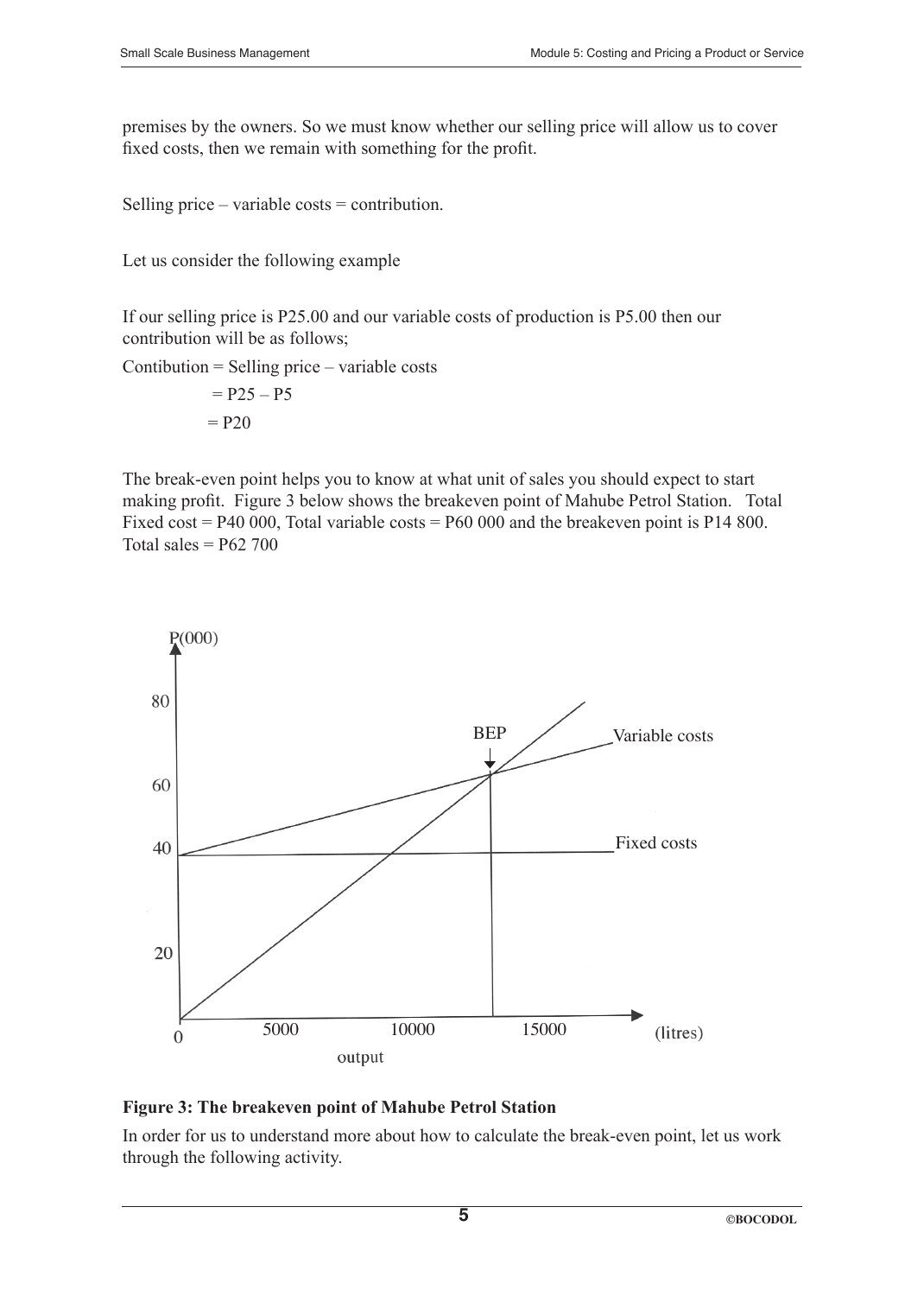premises by the owners. So we must know whether our selling price will allow us to cover fixed costs, then we remain with something for the profit.

Selling price – variable costs = contribution.

Let us consider the following example

If our selling price is P25.00 and our variable costs of production is P5.00 then our contribution will be as follows;

Contibution = Selling price – variable costs

= P25 – P5

= P20

The break-even point helps you to know at what unit of sales you should expect to start making profit. Figure 3 below shows the breakeven point of Mahube Petrol Station. Total Fixed cost = P40 000, Total variable costs = P60 000 and the breakeven point is P14 800. Total sales = P62 700

**Figure 3: The breakeven point of Mahube Petrol Station**

In order for us to understand more about how to calculate the break-even point, let us work through the following activity.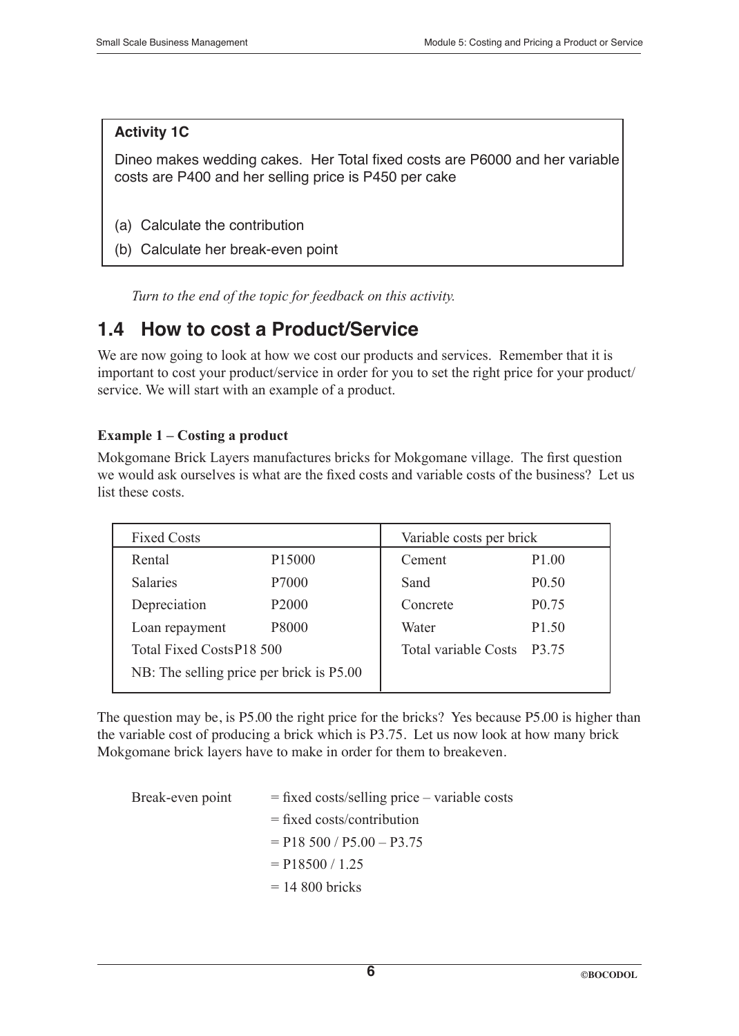**Activity 1C**

Dineo makes wedding cakes. Her Total fixed costs are P6000 and her variable costs are P400 and her selling price is P450 per cake

(a) Calculate the contribution

(b) Calculate her break-even point

*Turn to the end of the topic for feedback on this activity.*

## 1.4 How to cost a Product/Service

We are now going to look at how we cost our products and services. Remember that it is important to cost your product/service in order for you to set the right price for your product/service. We will start with an example of a product.

**Example 1 – Costing a product**

Mokgomane Brick Layers manufactures bricks for Mokgomane village. The first question we would ask ourselves is what are the fixed costs and variable costs of the business? Let us list these costs.

| Fixed Costs | | Variable costs per brick | |
|---|---|---|---|
| Rental | P15000 | Cement | P1.00 |
| Salaries | P7000 | Sand | P0.50 |
| Depreciation | P2000 | Concrete | P0.75 |
| Loan repayment | P8000 | Water | P1.50 |
| Total Fixed CostsP18 500 | | Total variable Costs | P3.75 |
| NB: The selling price per brick is P5.00 | | | |

The question may be, is P5.00 the right price for the bricks? Yes because P5.00 is higher than the variable cost of producing a brick which is P3.75. Let us now look at how many brick Mokgomane brick layers have to make in order for them to breakeven.

Break-even point = fixed costs/selling price – variable costs
= fixed costs/contribution
= P18 500 / P5.00 – P3.75
= P18500 / 1.25
= 14 800 bricks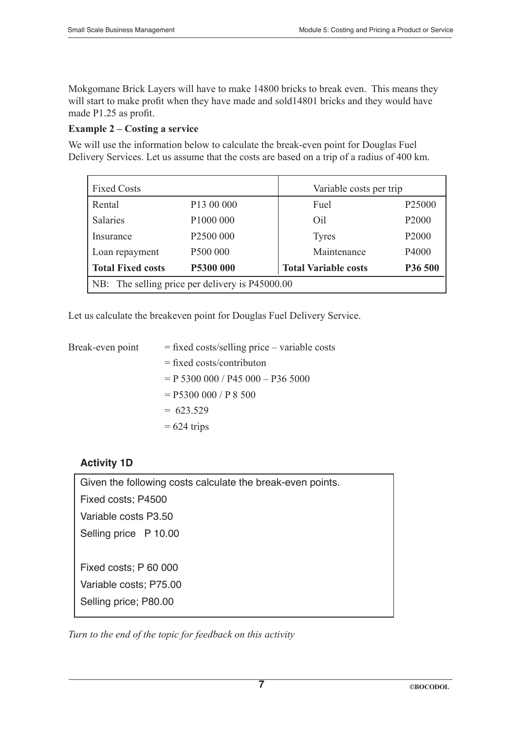Mokgomane Brick Layers will have to make 14800 bricks to break even. This means they will start to make profit when they have made and sold14801 bricks and they would have made P1.25 as profit.

**Example 2 – Costing a service**

We will use the information below to calculate the break-even point for Douglas Fuel Delivery Services. Let us assume that the costs are based on a trip of a radius of 400 km.

| Fixed Costs | | Variable costs per trip | |
|---|---|---|---|
| Rental | P13 00 000 | Fuel | P25000 |
| Salaries | P1000 000 | Oil | P2000 |
| Insurance | P2500 000 | Tyres | P2000 |
| Loan repayment | P500 000 | Maintenance | P4000 |
| **Total Fixed costs** | **P5300 000** | **Total Variable costs** | **P36 500** |
| NB: The selling price per delivery is P45000.00 | | | |

Let us calculate the breakeven point for Douglas Fuel Delivery Service.

Break-even point = fixed costs/selling price – variable costs

= fixed costs/contributon

= P 5300 000 / P45 000 – P36 5000

= P5300 000 / P 8 500

= 623.529

= 624 trips

**Activity 1D**

Given the following costs calculate the break-even points.

Fixed costs; P4500

Variable costs P3.50

Selling price P 10.00

Fixed costs; P 60 000

Variable costs; P75.00

Selling price; P80.00

*Turn to the end of the topic for feedback on this activity*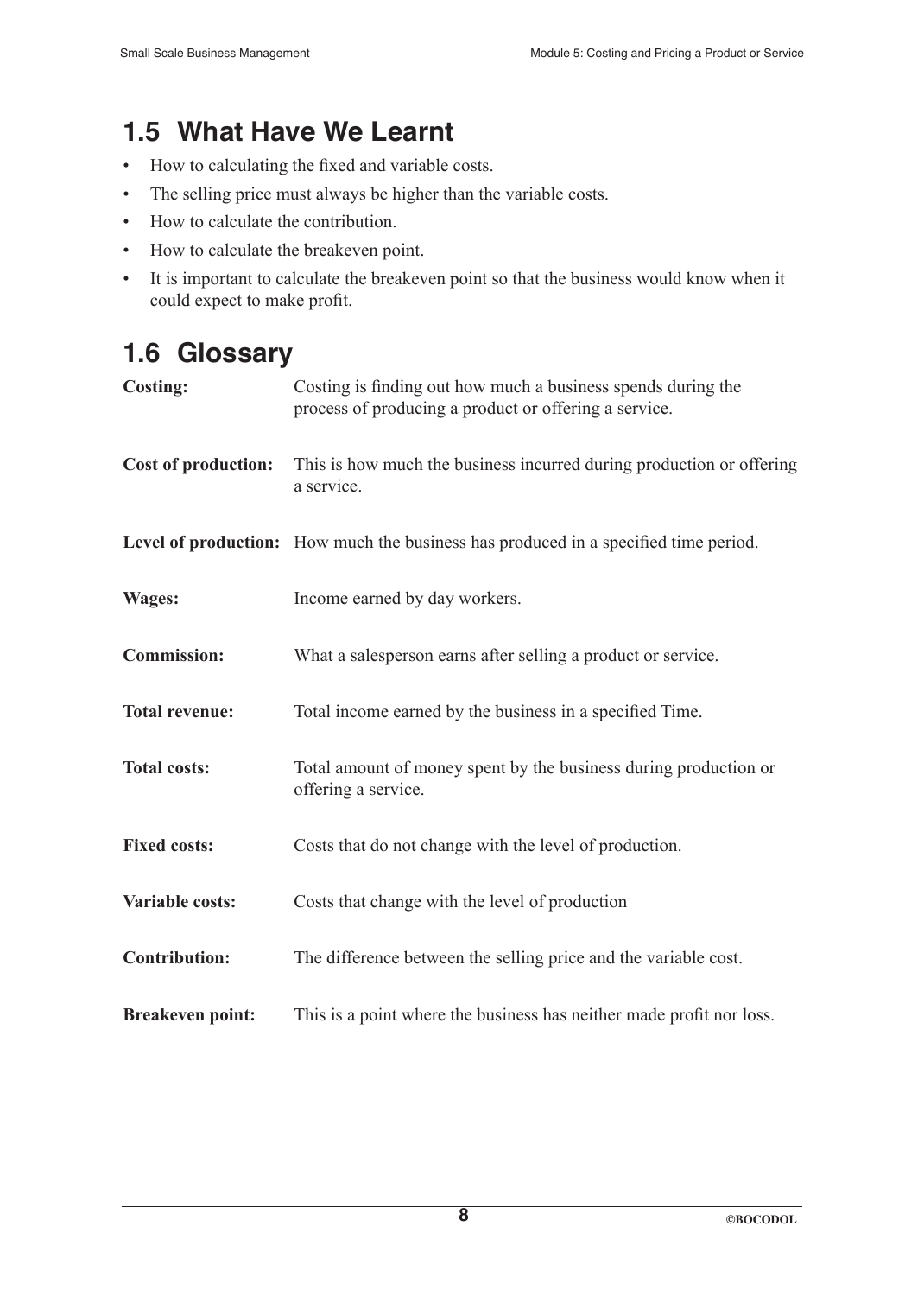## 1.5 What Have We Learnt

- How to calculating the fixed and variable costs.
- The selling price must always be higher than the variable costs.
- How to calculate the contribution.
- How to calculate the breakeven point.
- It is important to calculate the breakeven point so that the business would know when it could expect to make profit.

## 1.6 Glossary

**Costing:** Costing is finding out how much a business spends during the process of producing a product or offering a service.

**Cost of production:** This is how much the business incurred during production or offering a service.

**Level of production:** How much the business has produced in a specified time period.

**Wages:** Income earned by day workers.

**Commission:** What a salesperson earns after selling a product or service.

**Total revenue:** Total income earned by the business in a specified Time.

**Total costs:** Total amount of money spent by the business during production or offering a service.

**Fixed costs:** Costs that do not change with the level of production.

**Variable costs:** Costs that change with the level of production

**Contribution:** The difference between the selling price and the variable cost.

**Breakeven point:** This is a point where the business has neither made profit nor loss.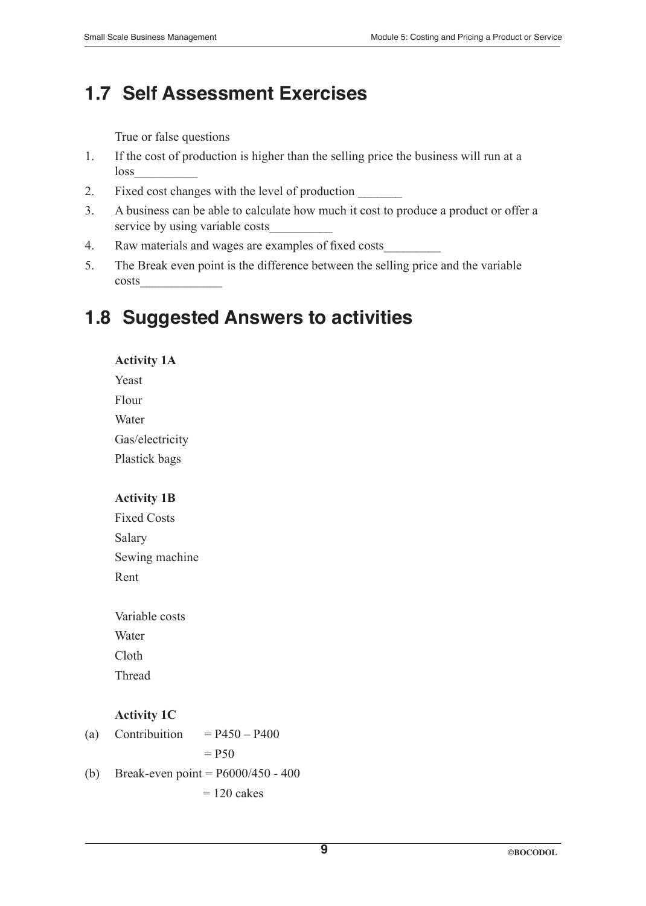## 1.7 Self Assessment Exercises

True or false questions

1. If the cost of production is higher than the selling price the business will run at a loss__________
2. Fixed cost changes with the level of production _______
3. A business can be able to calculate how much it cost to produce a product or offer a service by using variable costs__________
4. Raw materials and wages are examples of fixed costs_________
5. The Break even point is the difference between the selling price and the variable costs_____________

## 1.8 Suggested Answers to activities

**Activity 1A**

Yeast  
Flour  
Water  
Gas/electricity  
Plastick bags

**Activity 1B**

Fixed Costs  
Salary  
Sewing machine  
Rent

Variable costs  
Water  
Cloth  
Thread

**Activity 1C**

(a) Contribuition = P450 – P400  
= P50

(b) Break-even point = P6000/450 - 400  
= 120 cakes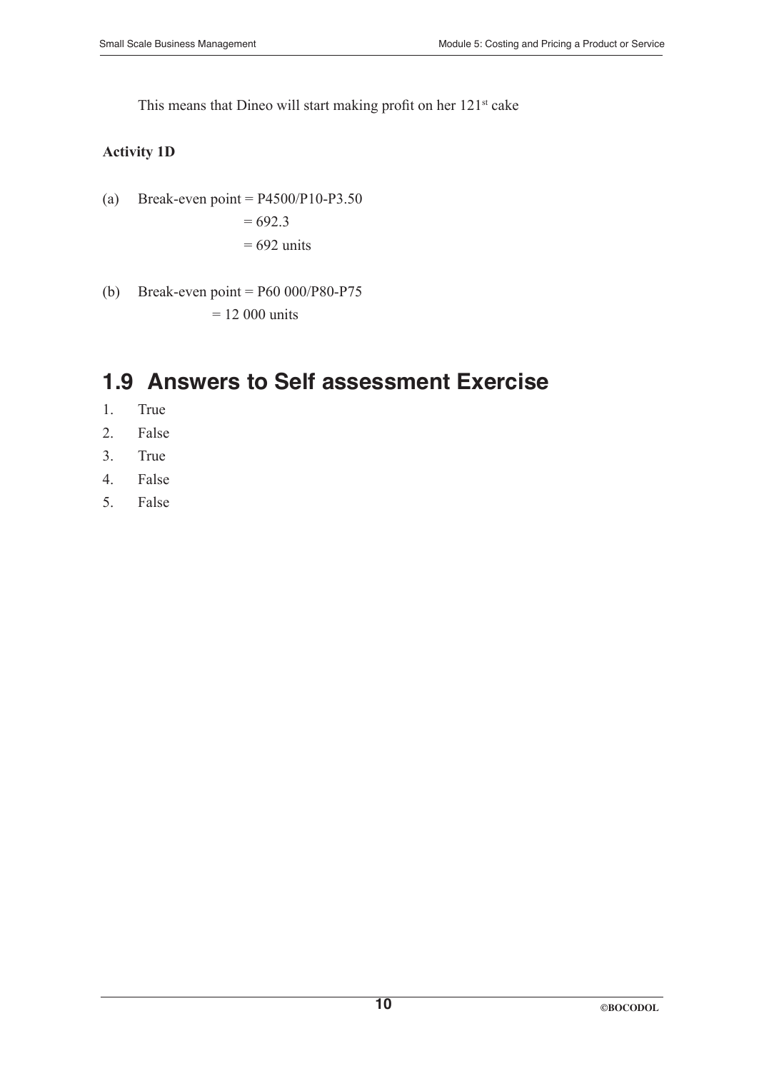This means that Dineo will start making profit on her 121st cake

**Activity 1D**

(a) Break-even point = P4500/P10-P3.50

= 692.3

= 692 units

(b) Break-even point = P60 000/P80-P75

= 12 000 units

## 1.9 Answers to Self assessment Exercise

1. True
2. False
3. True
4. False
5. False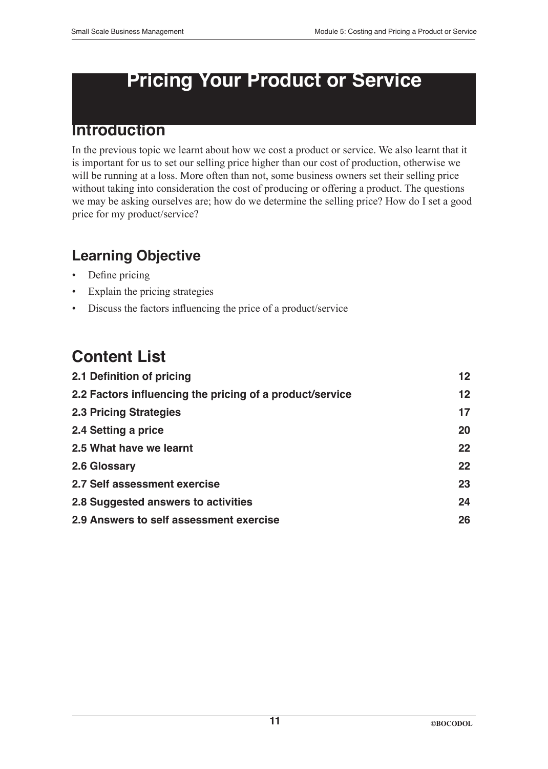# Pricing Your Product or Service

## Introduction

In the previous topic we learnt about how we cost a product or service. We also learnt that it is important for us to set our selling price higher than our cost of production, otherwise we will be running at a loss. More often than not, some business owners set their selling price without taking into consideration the cost of producing or offering a product. The questions we may be asking ourselves are; how do we determine the selling price? How do I set a good price for my product/service?

## Learning Objective

- Define pricing
- Explain the pricing strategies
- Discuss the factors influencing the price of a product/service

## Content List

| | |
|---|---|
| **2.1 Definition of pricing** | **12** |
| **2.2 Factors influencing the pricing of a product/service** | **12** |
| **2.3 Pricing Strategies** | **17** |
| **2.4 Setting a price** | **20** |
| **2.5 What have we learnt** | **22** |
| **2.6 Glossary** | **22** |
| **2.7 Self assessment exercise** | **23** |
| **2.8 Suggested answers to activities** | **24** |
| **2.9 Answers to self assessment exercise** | **26** |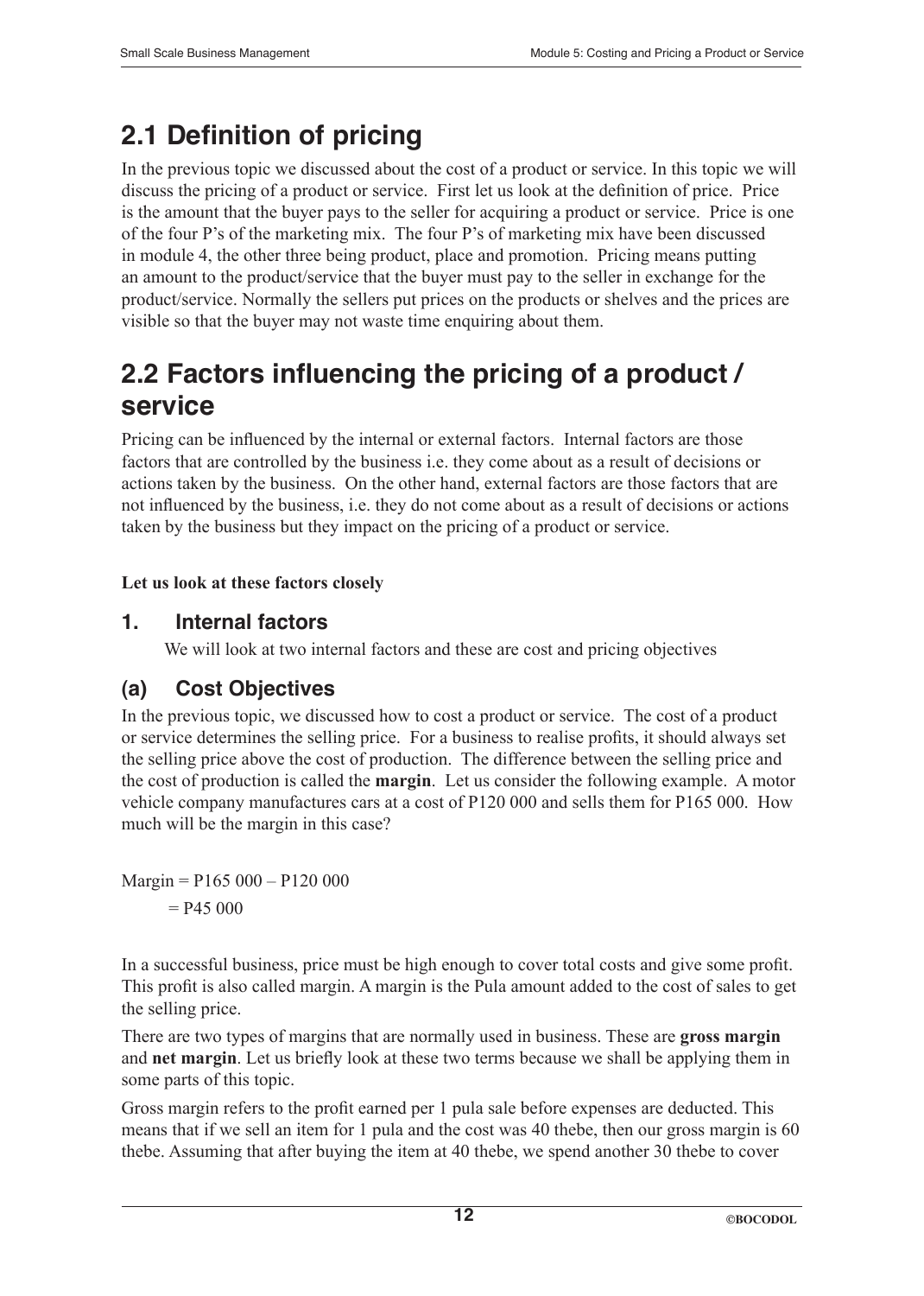## 2.1 Definition of pricing

In the previous topic we discussed about the cost of a product or service. In this topic we will discuss the pricing of a product or service. First let us look at the definition of price. Price is the amount that the buyer pays to the seller for acquiring a product or service. Price is one of the four P's of the marketing mix. The four P's of marketing mix have been discussed in module 4, the other three being product, place and promotion. Pricing means putting an amount to the product/service that the buyer must pay to the seller in exchange for the product/service. Normally the sellers put prices on the products or shelves and the prices are visible so that the buyer may not waste time enquiring about them.

## 2.2 Factors influencing the pricing of a product / service

Pricing can be influenced by the internal or external factors. Internal factors are those factors that are controlled by the business i.e. they come about as a result of decisions or actions taken by the business. On the other hand, external factors are those factors that are not influenced by the business, i.e. they do not come about as a result of decisions or actions taken by the business but they impact on the pricing of a product or service.

**Let us look at these factors closely**

### 1. Internal factors

We will look at two internal factors and these are cost and pricing objectives

### (a) Cost Objectives

In the previous topic, we discussed how to cost a product or service. The cost of a product or service determines the selling price. For a business to realise profits, it should always set the selling price above the cost of production. The difference between the selling price and the cost of production is called the **margin**. Let us consider the following example. A motor vehicle company manufactures cars at a cost of P120 000 and sells them for P165 000. How much will be the margin in this case?

Margin = P165 000 – P120 000
= P45 000

In a successful business, price must be high enough to cover total costs and give some profit. This profit is also called margin. A margin is the Pula amount added to the cost of sales to get the selling price.

There are two types of margins that are normally used in business. These are **gross margin** and **net margin**. Let us briefly look at these two terms because we shall be applying them in some parts of this topic.

Gross margin refers to the profit earned per 1 pula sale before expenses are deducted. This means that if we sell an item for 1 pula and the cost was 40 thebe, then our gross margin is 60 thebe. Assuming that after buying the item at 40 thebe, we spend another 30 thebe to cover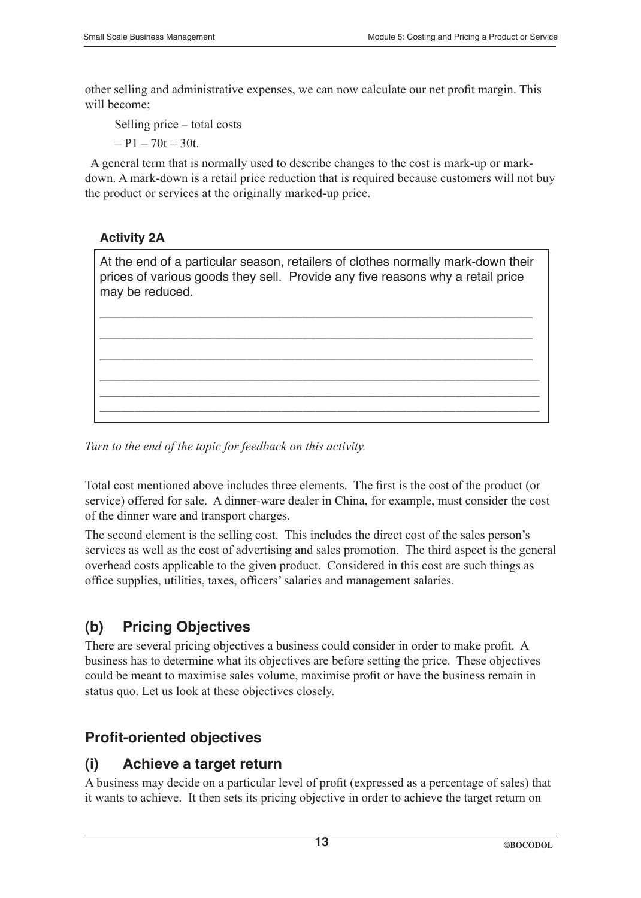other selling and administrative expenses, we can now calculate our net profit margin. This will become;

Selling price – total costs

= P1 – 70t = 30t.

A general term that is normally used to describe changes to the cost is mark-up or mark-down. A mark-down is a retail price reduction that is required because customers will not buy the product or services at the originally marked-up price.

**Activity 2A**

At the end of a particular season, retailers of clothes normally mark-down their prices of various goods they sell. Provide any five reasons why a retail price may be reduced.

\_\_\_\_\_\_\_\_\_\_\_\_\_\_\_\_\_\_\_\_\_\_\_\_\_\_\_\_\_\_\_\_\_\_\_\_\_\_\_\_\_\_\_\_\_\_\_\_\_\_\_\_\_\_\_\_\_\_\_\_

\_\_\_\_\_\_\_\_\_\_\_\_\_\_\_\_\_\_\_\_\_\_\_\_\_\_\_\_\_\_\_\_\_\_\_\_\_\_\_\_\_\_\_\_\_\_\_\_\_\_\_\_\_\_\_\_\_\_\_\_

\_\_\_\_\_\_\_\_\_\_\_\_\_\_\_\_\_\_\_\_\_\_\_\_\_\_\_\_\_\_\_\_\_\_\_\_\_\_\_\_\_\_\_\_\_\_\_\_\_\_\_\_\_\_\_\_\_\_\_\_

\_\_\_\_\_\_\_\_\_\_\_\_\_\_\_\_\_\_\_\_\_\_\_\_\_\_\_\_\_\_\_\_\_\_\_\_\_\_\_\_\_\_\_\_\_\_\_\_\_\_\_\_\_\_\_\_\_\_\_\_

\_\_\_\_\_\_\_\_\_\_\_\_\_\_\_\_\_\_\_\_\_\_\_\_\_\_\_\_\_\_\_\_\_\_\_\_\_\_\_\_\_\_\_\_\_\_\_\_\_\_\_\_\_\_\_\_\_\_\_\_

\_\_\_\_\_\_\_\_\_\_\_\_\_\_\_\_\_\_\_\_\_\_\_\_\_\_\_\_\_\_\_\_\_\_\_\_\_\_\_\_\_\_\_\_\_\_\_\_\_\_\_\_\_\_\_\_\_\_\_\_

*Turn to the end of the topic for feedback on this activity.*

Total cost mentioned above includes three elements. The first is the cost of the product (or service) offered for sale. A dinner-ware dealer in China, for example, must consider the cost of the dinner ware and transport charges.

The second element is the selling cost. This includes the direct cost of the sales person's services as well as the cost of advertising and sales promotion. The third aspect is the general overhead costs applicable to the given product. Considered in this cost are such things as office supplies, utilities, taxes, officers' salaries and management salaries.

## (b) Pricing Objectives

There are several pricing objectives a business could consider in order to make profit. A business has to determine what its objectives are before setting the price. These objectives could be meant to maximise sales volume, maximise profit or have the business remain in status quo. Let us look at these objectives closely.

## Profit-oriented objectives

### (i) Achieve a target return

A business may decide on a particular level of profit (expressed as a percentage of sales) that it wants to achieve. It then sets its pricing objective in order to achieve the target return on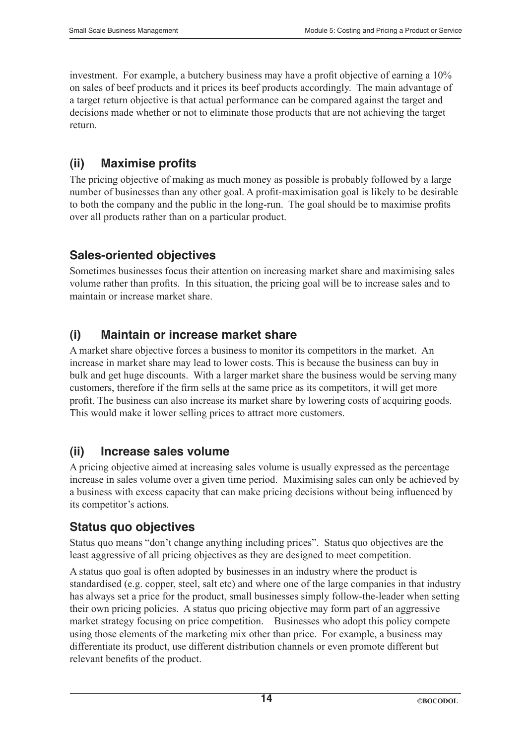investment. For example, a butchery business may have a profit objective of earning a 10% on sales of beef products and it prices its beef products accordingly. The main advantage of a target return objective is that actual performance can be compared against the target and decisions made whether or not to eliminate those products that are not achieving the target return.

### (ii) Maximise profits

The pricing objective of making as much money as possible is probably followed by a large number of businesses than any other goal. A profit-maximisation goal is likely to be desirable to both the company and the public in the long-run. The goal should be to maximise profits over all products rather than on a particular product.

## Sales-oriented objectives

Sometimes businesses focus their attention on increasing market share and maximising sales volume rather than profits. In this situation, the pricing goal will be to increase sales and to maintain or increase market share.

### (i) Maintain or increase market share

A market share objective forces a business to monitor its competitors in the market. An increase in market share may lead to lower costs. This is because the business can buy in bulk and get huge discounts. With a larger market share the business would be serving many customers, therefore if the firm sells at the same price as its competitors, it will get more profit. The business can also increase its market share by lowering costs of acquiring goods. This would make it lower selling prices to attract more customers.

### (ii) Increase sales volume

A pricing objective aimed at increasing sales volume is usually expressed as the percentage increase in sales volume over a given time period. Maximising sales can only be achieved by a business with excess capacity that can make pricing decisions without being influenced by its competitor's actions.

## Status quo objectives

Status quo means "don't change anything including prices". Status quo objectives are the least aggressive of all pricing objectives as they are designed to meet competition.

A status quo goal is often adopted by businesses in an industry where the product is standardised (e.g. copper, steel, salt etc) and where one of the large companies in that industry has always set a price for the product, small businesses simply follow-the-leader when setting their own pricing policies. A status quo pricing objective may form part of an aggressive market strategy focusing on price competition. Businesses who adopt this policy compete using those elements of the marketing mix other than price. For example, a business may differentiate its product, use different distribution channels or even promote different but relevant benefits of the product.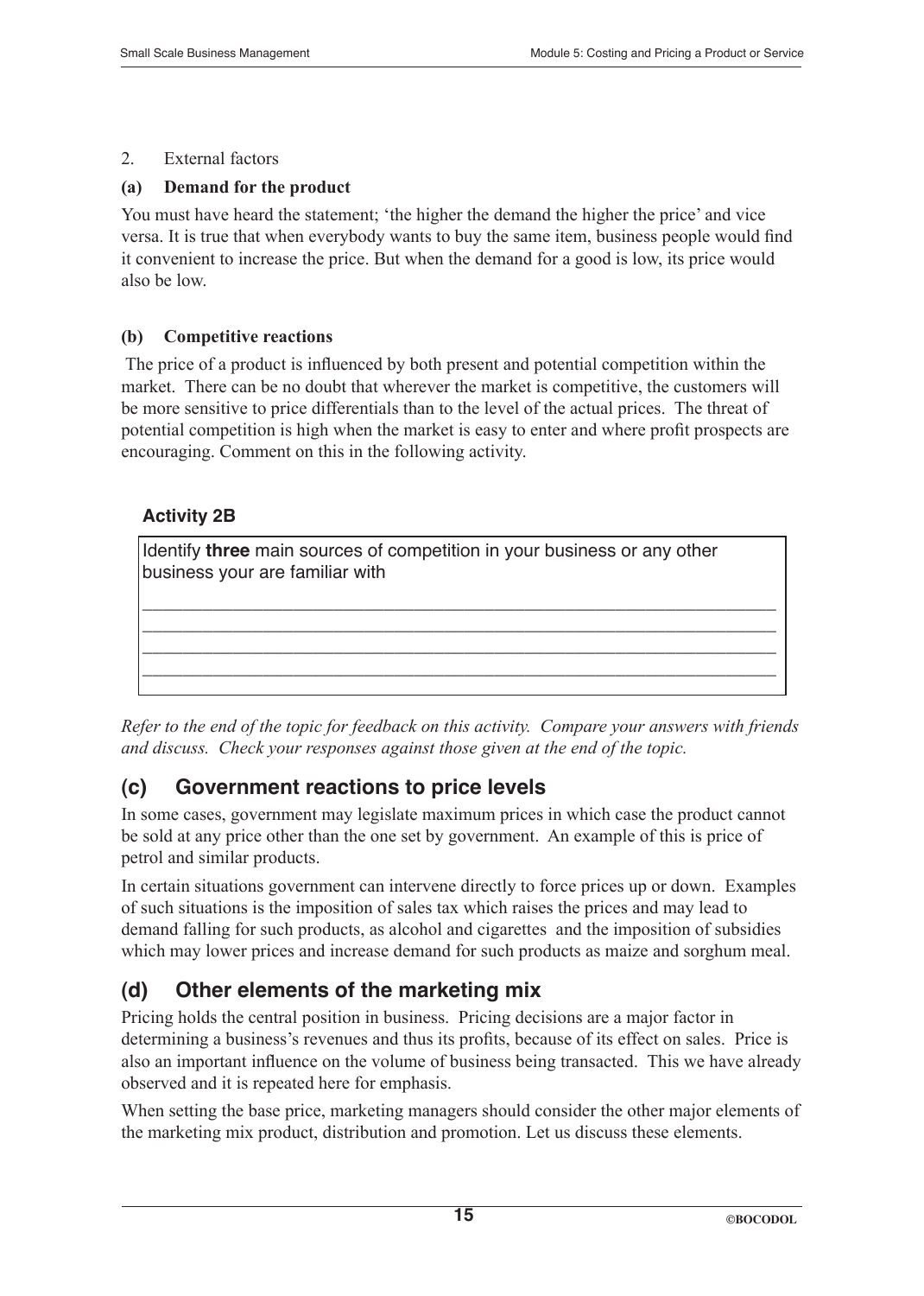2. External factors

**(a) Demand for the product**

You must have heard the statement; 'the higher the demand the higher the price' and vice versa. It is true that when everybody wants to buy the same item, business people would find it convenient to increase the price. But when the demand for a good is low, its price would also be low.

**(b) Competitive reactions**

The price of a product is influenced by both present and potential competition within the market. There can be no doubt that wherever the market is competitive, the customers will be more sensitive to price differentials than to the level of the actual prices. The threat of potential competition is high when the market is easy to enter and where profit prospects are encouraging. Comment on this in the following activity.

**Activity 2B**

Identify **three** main sources of competition in your business or any other business your are familiar with

_______________________________________________________________
_______________________________________________________________
_______________________________________________________________
_______________________________________________________________

*Refer to the end of the topic for feedback on this activity. Compare your answers with friends and discuss. Check your responses against those given at the end of the topic.*

## (c) Government reactions to price levels

In some cases, government may legislate maximum prices in which case the product cannot be sold at any price other than the one set by government. An example of this is price of petrol and similar products.

In certain situations government can intervene directly to force prices up or down. Examples of such situations is the imposition of sales tax which raises the prices and may lead to demand falling for such products, as alcohol and cigarettes and the imposition of subsidies which may lower prices and increase demand for such products as maize and sorghum meal.

## (d) Other elements of the marketing mix

Pricing holds the central position in business. Pricing decisions are a major factor in determining a business's revenues and thus its profits, because of its effect on sales. Price is also an important influence on the volume of business being transacted. This we have already observed and it is repeated here for emphasis.

When setting the base price, marketing managers should consider the other major elements of the marketing mix product, distribution and promotion. Let us discuss these elements.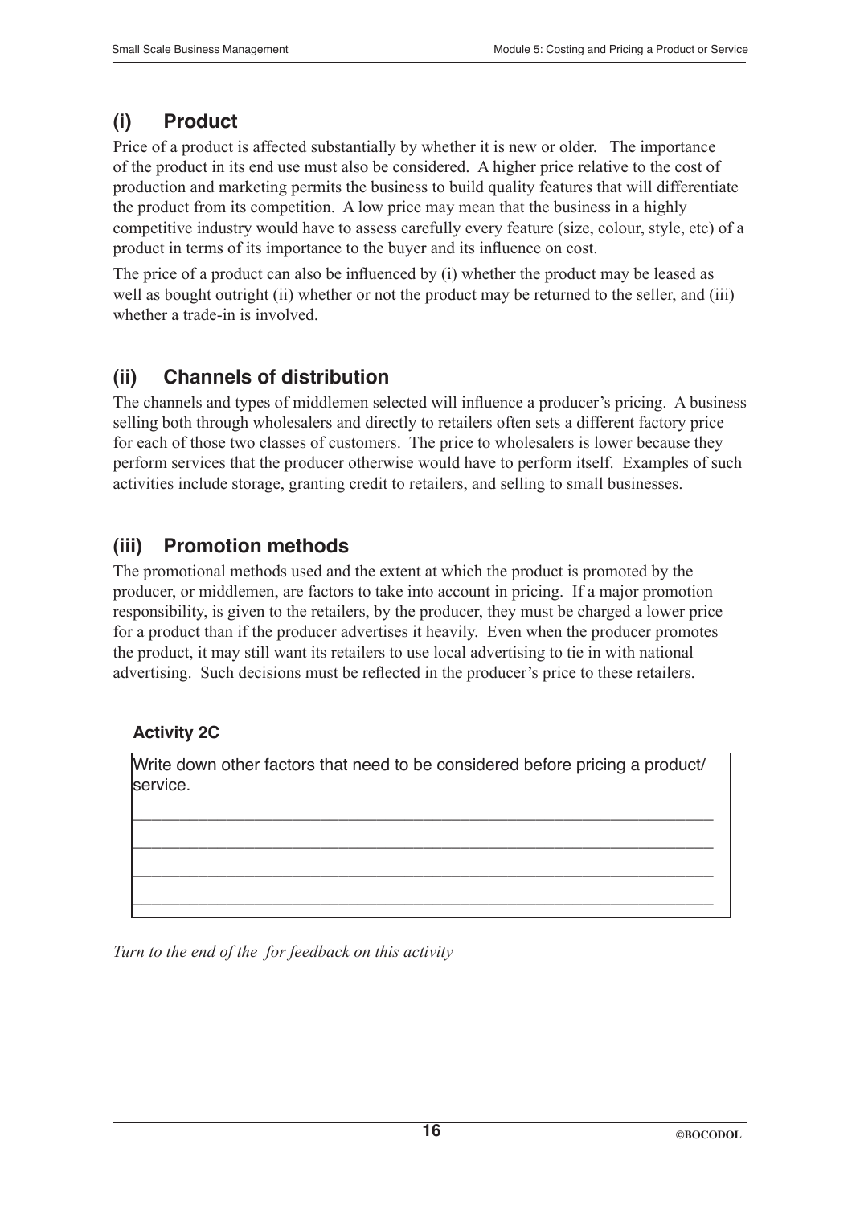## (i) Product

Price of a product is affected substantially by whether it is new or older. The importance of the product in its end use must also be considered. A higher price relative to the cost of production and marketing permits the business to build quality features that will differentiate the product from its competition. A low price may mean that the business in a highly competitive industry would have to assess carefully every feature (size, colour, style, etc) of a product in terms of its importance to the buyer and its influence on cost.

The price of a product can also be influenced by (i) whether the product may be leased as well as bought outright (ii) whether or not the product may be returned to the seller, and (iii) whether a trade-in is involved.

## (ii) Channels of distribution

The channels and types of middlemen selected will influence a producer's pricing. A business selling both through wholesalers and directly to retailers often sets a different factory price for each of those two classes of customers. The price to wholesalers is lower because they perform services that the producer otherwise would have to perform itself. Examples of such activities include storage, granting credit to retailers, and selling to small businesses.

## (iii) Promotion methods

The promotional methods used and the extent at which the product is promoted by the producer, or middlemen, are factors to take into account in pricing. If a major promotion responsibility, is given to the retailers, by the producer, they must be charged a lower price for a product than if the producer advertises it heavily. Even when the producer promotes the product, it may still want its retailers to use local advertising to tie in with national advertising. Such decisions must be reflected in the producer's price to these retailers.

**Activity 2C**

Write down other factors that need to be considered before pricing a product/service.

______________________________________________________________

______________________________________________________________

______________________________________________________________

______________________________________________________________

*Turn to the end of the for feedback on this activity*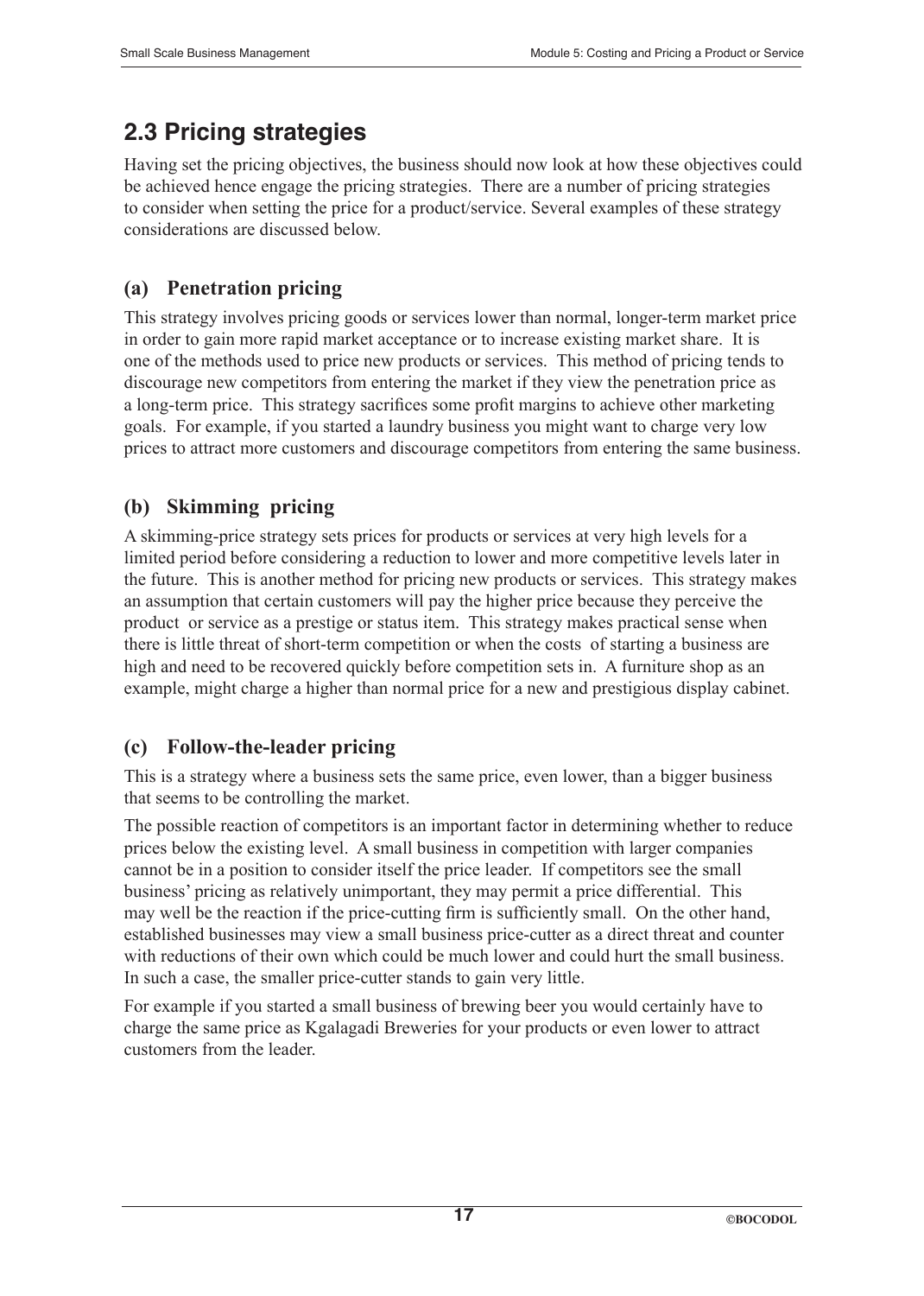## 2.3 Pricing strategies

Having set the pricing objectives, the business should now look at how these objectives could be achieved hence engage the pricing strategies. There are a number of pricing strategies to consider when setting the price for a product/service. Several examples of these strategy considerations are discussed below.

### (a) Penetration pricing

This strategy involves pricing goods or services lower than normal, longer-term market price in order to gain more rapid market acceptance or to increase existing market share. It is one of the methods used to price new products or services. This method of pricing tends to discourage new competitors from entering the market if they view the penetration price as a long-term price. This strategy sacrifices some profit margins to achieve other marketing goals. For example, if you started a laundry business you might want to charge very low prices to attract more customers and discourage competitors from entering the same business.

### (b) Skimming pricing

A skimming-price strategy sets prices for products or services at very high levels for a limited period before considering a reduction to lower and more competitive levels later in the future. This is another method for pricing new products or services. This strategy makes an assumption that certain customers will pay the higher price because they perceive the product or service as a prestige or status item. This strategy makes practical sense when there is little threat of short-term competition or when the costs of starting a business are high and need to be recovered quickly before competition sets in. A furniture shop as an example, might charge a higher than normal price for a new and prestigious display cabinet.

### (c) Follow-the-leader pricing

This is a strategy where a business sets the same price, even lower, than a bigger business that seems to be controlling the market.

The possible reaction of competitors is an important factor in determining whether to reduce prices below the existing level. A small business in competition with larger companies cannot be in a position to consider itself the price leader. If competitors see the small business' pricing as relatively unimportant, they may permit a price differential. This may well be the reaction if the price-cutting firm is sufficiently small. On the other hand, established businesses may view a small business price-cutter as a direct threat and counter with reductions of their own which could be much lower and could hurt the small business. In such a case, the smaller price-cutter stands to gain very little.

For example if you started a small business of brewing beer you would certainly have to charge the same price as Kgalagadi Breweries for your products or even lower to attract customers from the leader.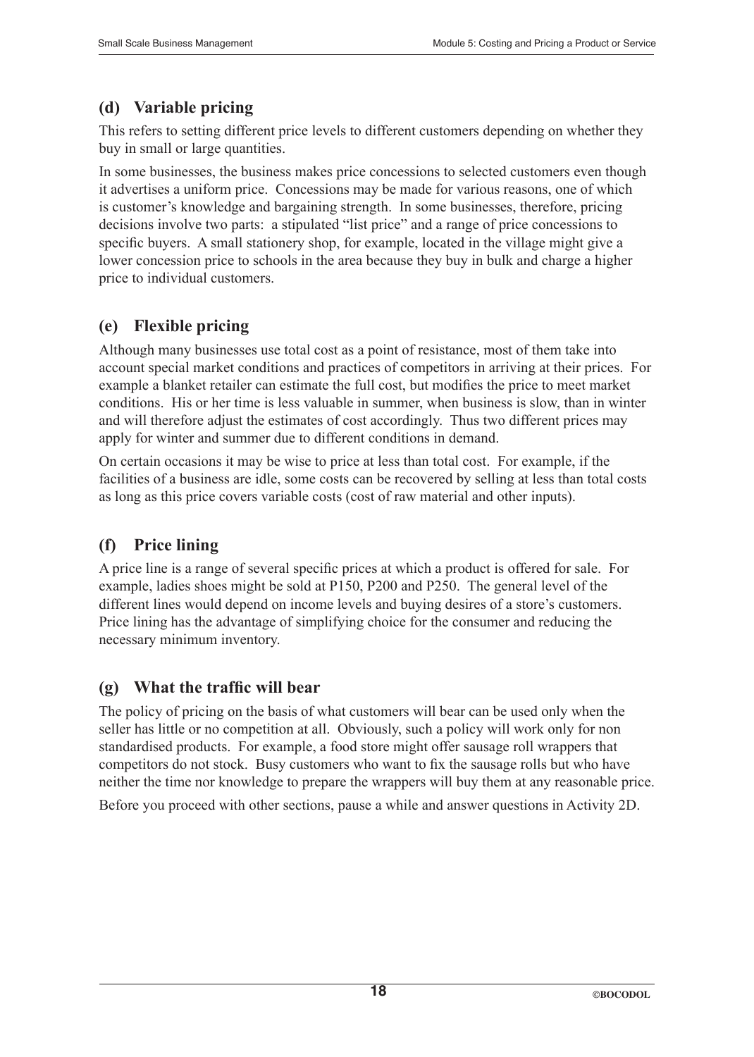## (d) Variable pricing

This refers to setting different price levels to different customers depending on whether they buy in small or large quantities.

In some businesses, the business makes price concessions to selected customers even though it advertises a uniform price. Concessions may be made for various reasons, one of which is customer's knowledge and bargaining strength. In some businesses, therefore, pricing decisions involve two parts: a stipulated "list price" and a range of price concessions to specific buyers. A small stationery shop, for example, located in the village might give a lower concession price to schools in the area because they buy in bulk and charge a higher price to individual customers.

## (e) Flexible pricing

Although many businesses use total cost as a point of resistance, most of them take into account special market conditions and practices of competitors in arriving at their prices. For example a blanket retailer can estimate the full cost, but modifies the price to meet market conditions. His or her time is less valuable in summer, when business is slow, than in winter and will therefore adjust the estimates of cost accordingly. Thus two different prices may apply for winter and summer due to different conditions in demand.

On certain occasions it may be wise to price at less than total cost. For example, if the facilities of a business are idle, some costs can be recovered by selling at less than total costs as long as this price covers variable costs (cost of raw material and other inputs).

## (f) Price lining

A price line is a range of several specific prices at which a product is offered for sale. For example, ladies shoes might be sold at P150, P200 and P250. The general level of the different lines would depend on income levels and buying desires of a store's customers. Price lining has the advantage of simplifying choice for the consumer and reducing the necessary minimum inventory.

## (g) What the traffic will bear

The policy of pricing on the basis of what customers will bear can be used only when the seller has little or no competition at all. Obviously, such a policy will work only for non standardised products. For example, a food store might offer sausage roll wrappers that competitors do not stock. Busy customers who want to fix the sausage rolls but who have neither the time nor knowledge to prepare the wrappers will buy them at any reasonable price.

Before you proceed with other sections, pause a while and answer questions in Activity 2D.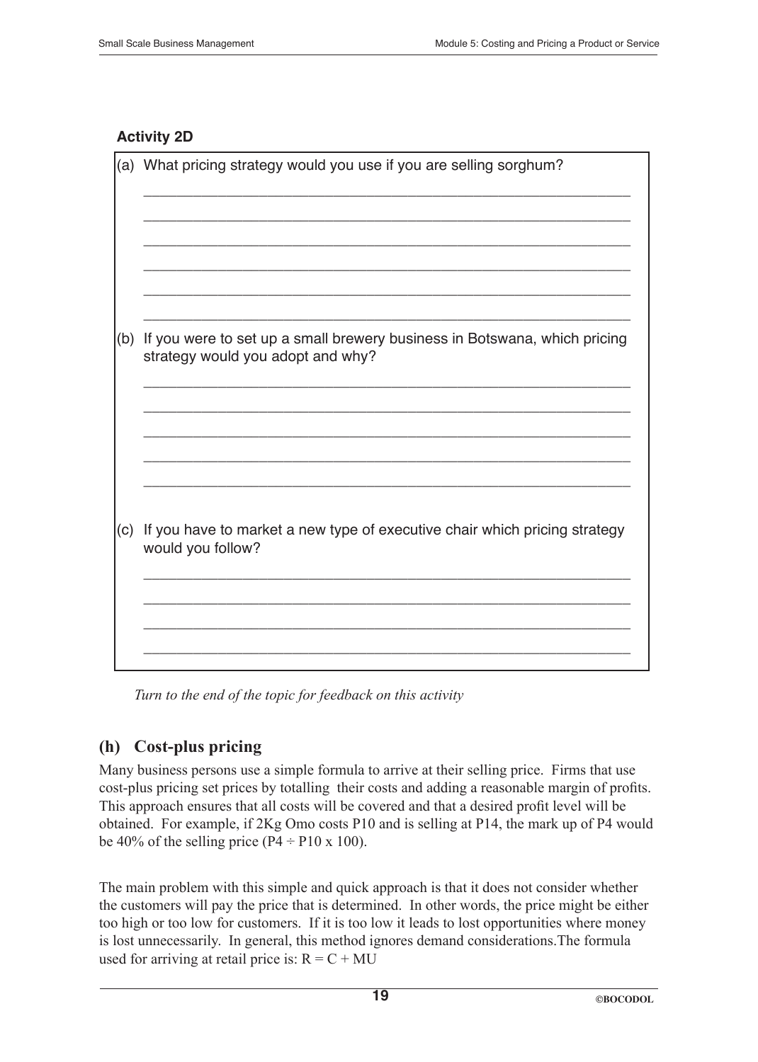### Activity 2D

(a) What pricing strategy would you use if you are selling sorghum?

______________________________________________________________

______________________________________________________________

______________________________________________________________

______________________________________________________________

______________________________________________________________

______________________________________________________________

(b) If you were to set up a small brewery business in Botswana, which pricing strategy would you adopt and why?

______________________________________________________________

______________________________________________________________

______________________________________________________________

______________________________________________________________

______________________________________________________________

(c) If you have to market a new type of executive chair which pricing strategy would you follow?

______________________________________________________________

______________________________________________________________

______________________________________________________________

______________________________________________________________

*Turn to the end of the topic for feedback on this activity*

## (h) Cost-plus pricing

Many business persons use a simple formula to arrive at their selling price. Firms that use cost-plus pricing set prices by totalling their costs and adding a reasonable margin of profits. This approach ensures that all costs will be covered and that a desired profit level will be obtained. For example, if 2Kg Omo costs P10 and is selling at P14, the mark up of P4 would be 40% of the selling price (P4 ÷ P10 x 100).

The main problem with this simple and quick approach is that it does not consider whether the customers will pay the price that is determined. In other words, the price might be either too high or too low for customers. If it is too low it leads to lost opportunities where money is lost unnecessarily. In general, this method ignores demand considerations.The formula used for arriving at retail price is: $R = C + MU$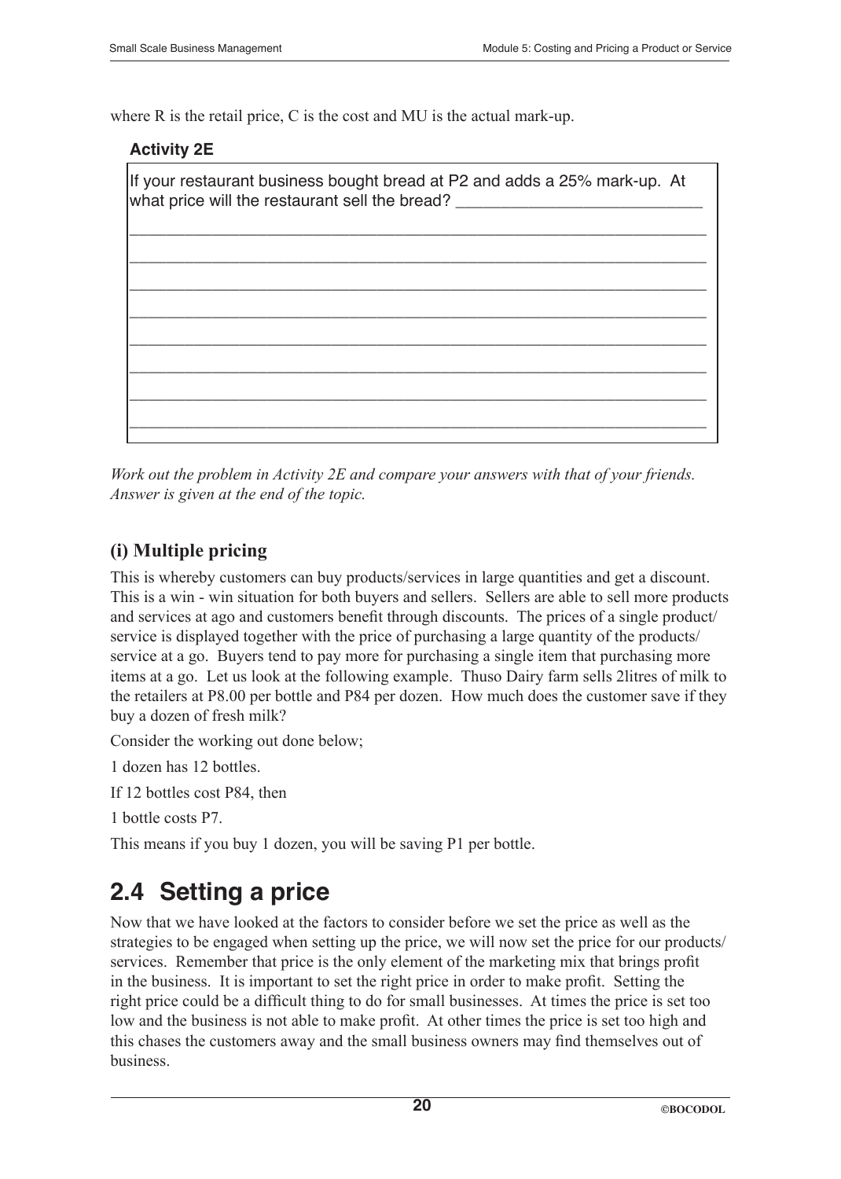where R is the retail price, C is the cost and MU is the actual mark-up.

**Activity 2E**

> If your restaurant business bought bread at P2 and adds a 25% mark-up. At what price will the restaurant sell the bread? ___________________________
>
> ___________________________________________________________________
>
> ___________________________________________________________________
>
> ___________________________________________________________________
>
> ___________________________________________________________________
>
> ___________________________________________________________________
>
> ___________________________________________________________________
>
> ___________________________________________________________________
>
> ___________________________________________________________________

*Work out the problem in Activity 2E and compare your answers with that of your friends. Answer is given at the end of the topic.*

### (i) Multiple pricing

This is whereby customers can buy products/services in large quantities and get a discount. This is a win - win situation for both buyers and sellers. Sellers are able to sell more products and services at ago and customers benefit through discounts. The prices of a single product/service is displayed together with the price of purchasing a large quantity of the products/service at a go. Buyers tend to pay more for purchasing a single item that purchasing more items at a go. Let us look at the following example. Thuso Dairy farm sells 2litres of milk to the retailers at P8.00 per bottle and P84 per dozen. How much does the customer save if they buy a dozen of fresh milk?

Consider the working out done below;

1 dozen has 12 bottles.

If 12 bottles cost P84, then

1 bottle costs P7.

This means if you buy 1 dozen, you will be saving P1 per bottle.

## 2.4 Setting a price

Now that we have looked at the factors to consider before we set the price as well as the strategies to be engaged when setting up the price, we will now set the price for our products/services. Remember that price is the only element of the marketing mix that brings profit in the business. It is important to set the right price in order to make profit. Setting the right price could be a difficult thing to do for small businesses. At times the price is set too low and the business is not able to make profit. At other times the price is set too high and this chases the customers away and the small business owners may find themselves out of business.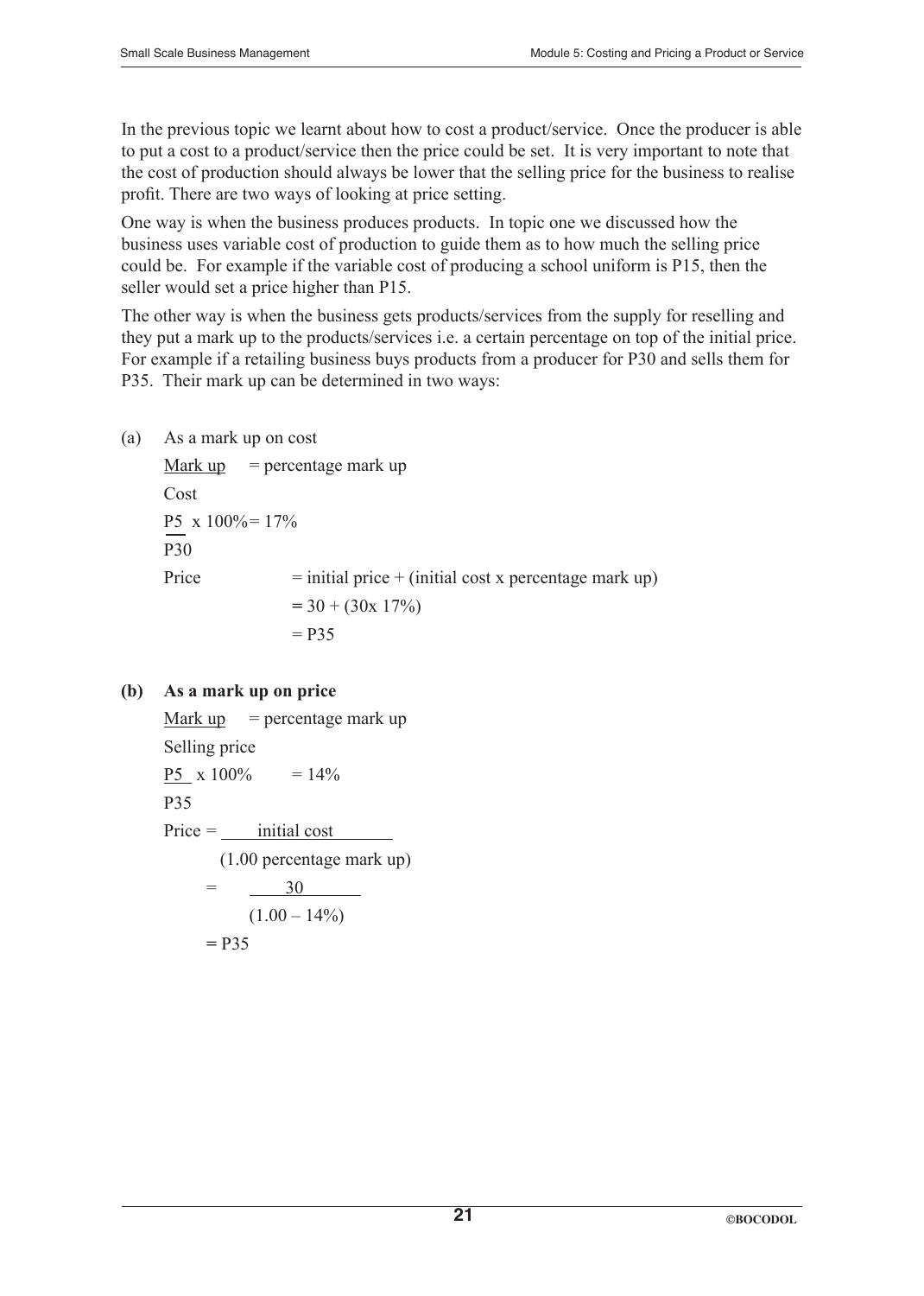In the previous topic we learnt about how to cost a product/service. Once the producer is able to put a cost to a product/service then the price could be set. It is very important to note that the cost of production should always be lower that the selling price for the business to realise profit. There are two ways of looking at price setting.

One way is when the business produces products. In topic one we discussed how the business uses variable cost of production to guide them as to how much the selling price could be. For example if the variable cost of producing a school uniform is P15, then the seller would set a price higher than P15.

The other way is when the business gets products/services from the supply for reselling and they put a mark up to the products/services i.e. a certain percentage on top of the initial price. For example if a retailing business buys products from a producer for P30 and sells them for P35. Their mark up can be determined in two ways:

(a) As a mark up on cost

$$\frac{\text{Mark up}}{\text{Cost}} = \text{percentage mark up}$$

$$\frac{P5}{P30} \times 100\% = 17\%$$

Price = initial price + (initial cost x percentage mark up)

= 30 + (30x 17%)

= P35

**(b) As a mark up on price**

$$\frac{\text{Mark up}}{\text{Selling price}} = \text{percentage mark up}$$

$$\frac{P5}{P35} \times 100\% = 14\%$$

$$\text{Price} = \frac{\text{initial cost}}{(1.00 \text{ percentage mark up})}$$

$$= \frac{30}{(1.00 - 14\%)}$$

= P35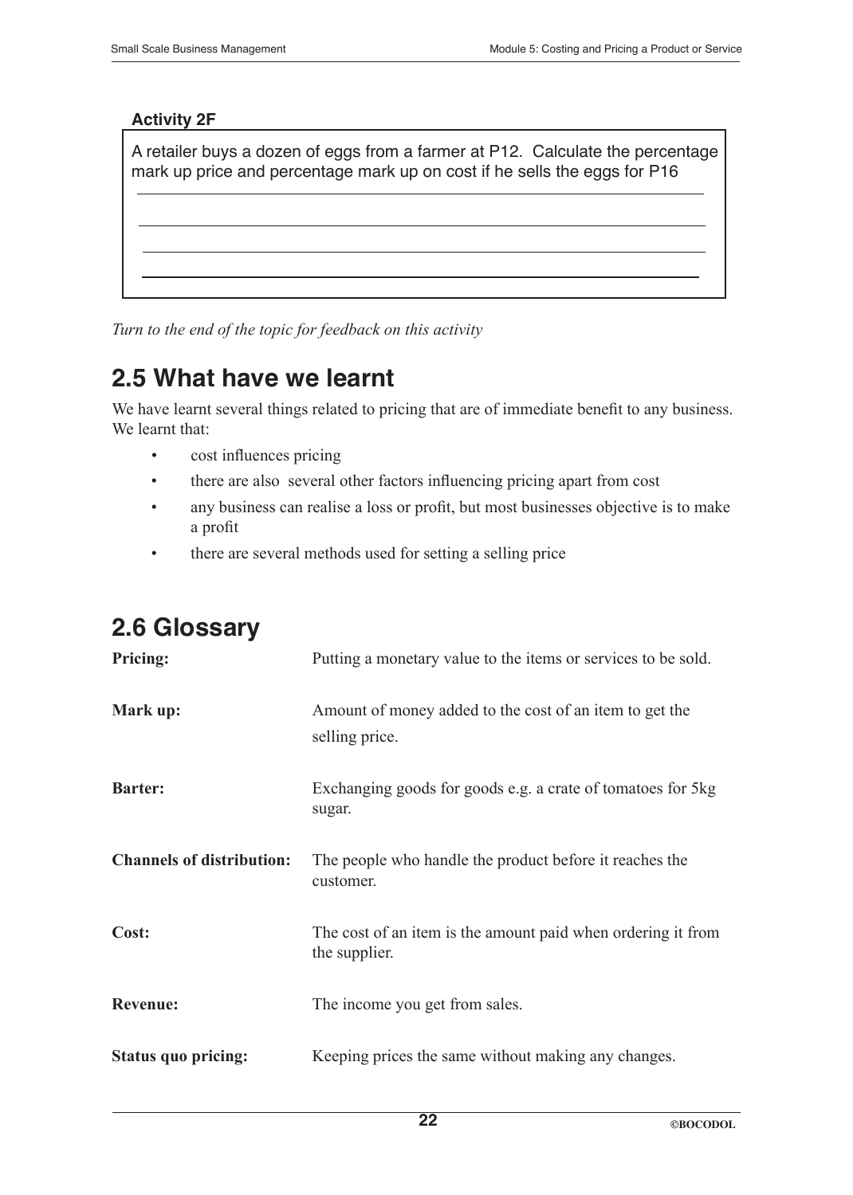**Activity 2F**

A retailer buys a dozen of eggs from a farmer at P12. Calculate the percentage mark up price and percentage mark up on cost if he sells the eggs for P16

*Turn to the end of the topic for feedback on this activity*

## 2.5 What have we learnt

We have learnt several things related to pricing that are of immediate benefit to any business. We learnt that:

- cost influences pricing
- there are also several other factors influencing pricing apart from cost
- any business can realise a loss or profit, but most businesses objective is to make a profit
- there are several methods used for setting a selling price

## 2.6 Glossary

**Pricing:** Putting a monetary value to the items or services to be sold.

**Mark up:** Amount of money added to the cost of an item to get the selling price.

**Barter:** Exchanging goods for goods e.g. a crate of tomatoes for 5kg sugar.

**Channels of distribution:** The people who handle the product before it reaches the customer.

**Cost:** The cost of an item is the amount paid when ordering it from the supplier.

**Revenue:** The income you get from sales.

**Status quo pricing:** Keeping prices the same without making any changes.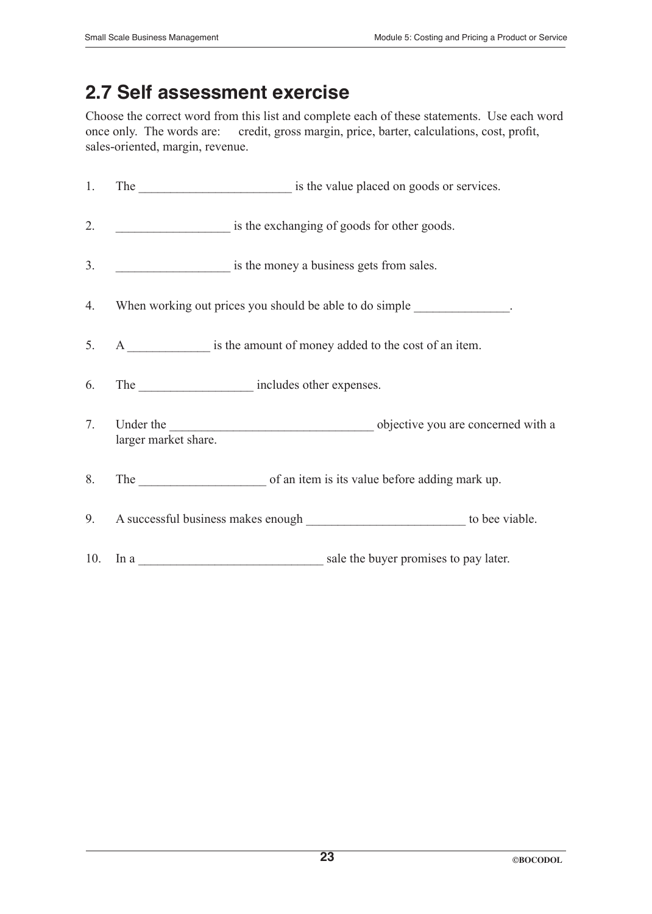## 2.7 Self assessment exercise

Choose the correct word from this list and complete each of these statements. Use each word once only. The words are: credit, gross margin, price, barter, calculations, cost, profit, sales-oriented, margin, revenue.

1. The ________________________ is the value placed on goods or services.

2. __________________ is the exchanging of goods for other goods.

3. __________________ is the money a business gets from sales.

4. When working out prices you should be able to do simple _______________.

5. A _____________ is the amount of money added to the cost of an item.

6. The __________________ includes other expenses.

7. Under the ________________________________ objective you are concerned with a larger market share.

8. The ____________________ of an item is its value before adding mark up.

9. A successful business makes enough _________________________ to bee viable.

10. In a _____________________________ sale the buyer promises to pay later.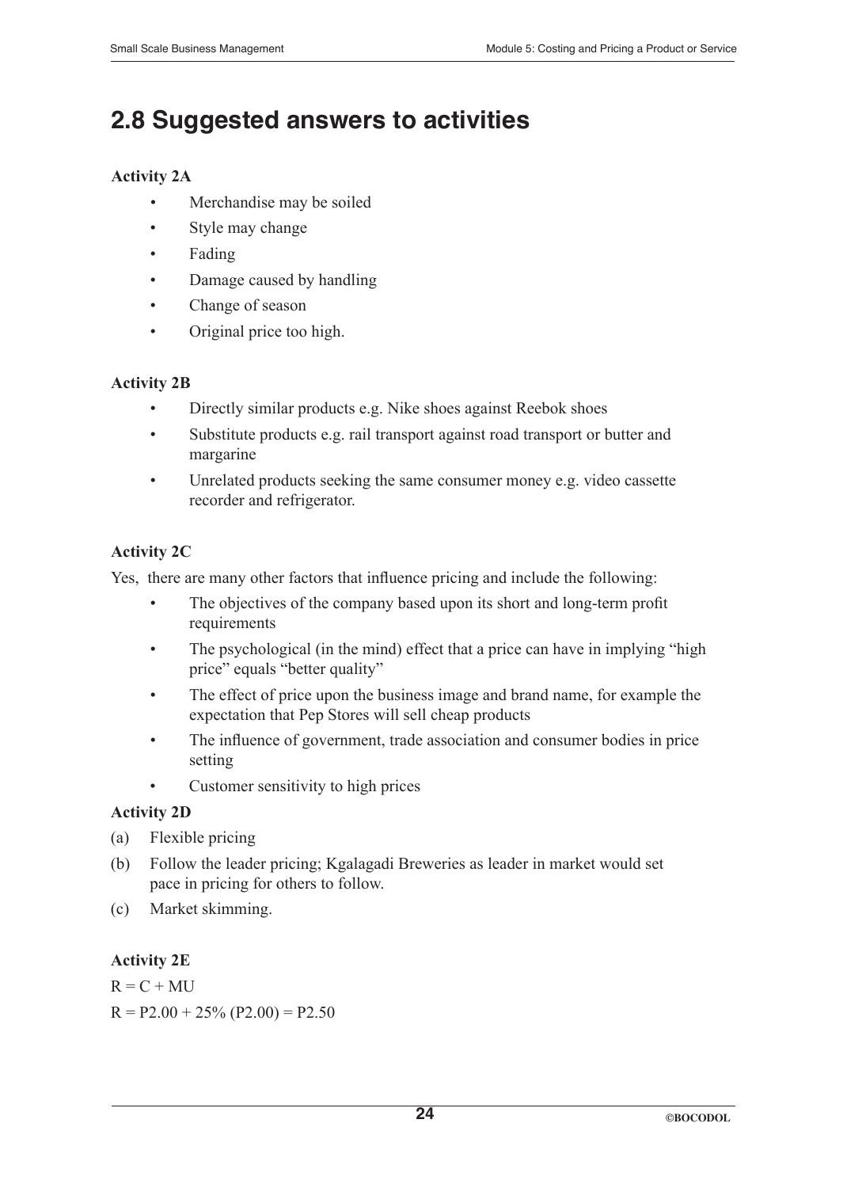## 2.8 Suggested answers to activities

**Activity 2A**

- Merchandise may be soiled
- Style may change
- Fading
- Damage caused by handling
- Change of season
- Original price too high.

**Activity 2B**

- Directly similar products e.g. Nike shoes against Reebok shoes
- Substitute products e.g. rail transport against road transport or butter and margarine
- Unrelated products seeking the same consumer money e.g. video cassette recorder and refrigerator.

**Activity 2C**

Yes, there are many other factors that influence pricing and include the following:

- The objectives of the company based upon its short and long-term profit requirements
- The psychological (in the mind) effect that a price can have in implying "high price" equals "better quality"
- The effect of price upon the business image and brand name, for example the expectation that Pep Stores will sell cheap products
- The influence of government, trade association and consumer bodies in price setting
- Customer sensitivity to high prices

**Activity 2D**

(a) Flexible pricing

(b) Follow the leader pricing; Kgalagadi Breweries as leader in market would set pace in pricing for others to follow.

(c) Market skimming.

**Activity 2E**

$R = C + MU$

$R = P2.00 + 25\% (P2.00) = P2.50$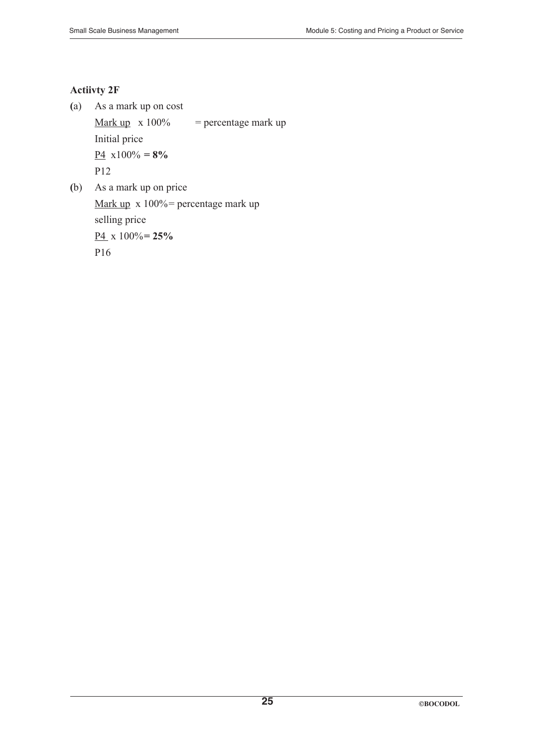**Actiivty 2F**

(a) As a mark up on cost

$$\frac{\text{Mark up}}{\text{Initial price}} \times 100\% = \text{percentage mark up}$$

$$\frac{P4}{P12} \times 100\% = \mathbf{8\%}$$

(b) As a mark up on price

$$\frac{\text{Mark up}}{\text{selling price}} \times 100\% = \text{percentage mark up}$$

$$\frac{P4}{P16} \times 100\% = \mathbf{25\%}$$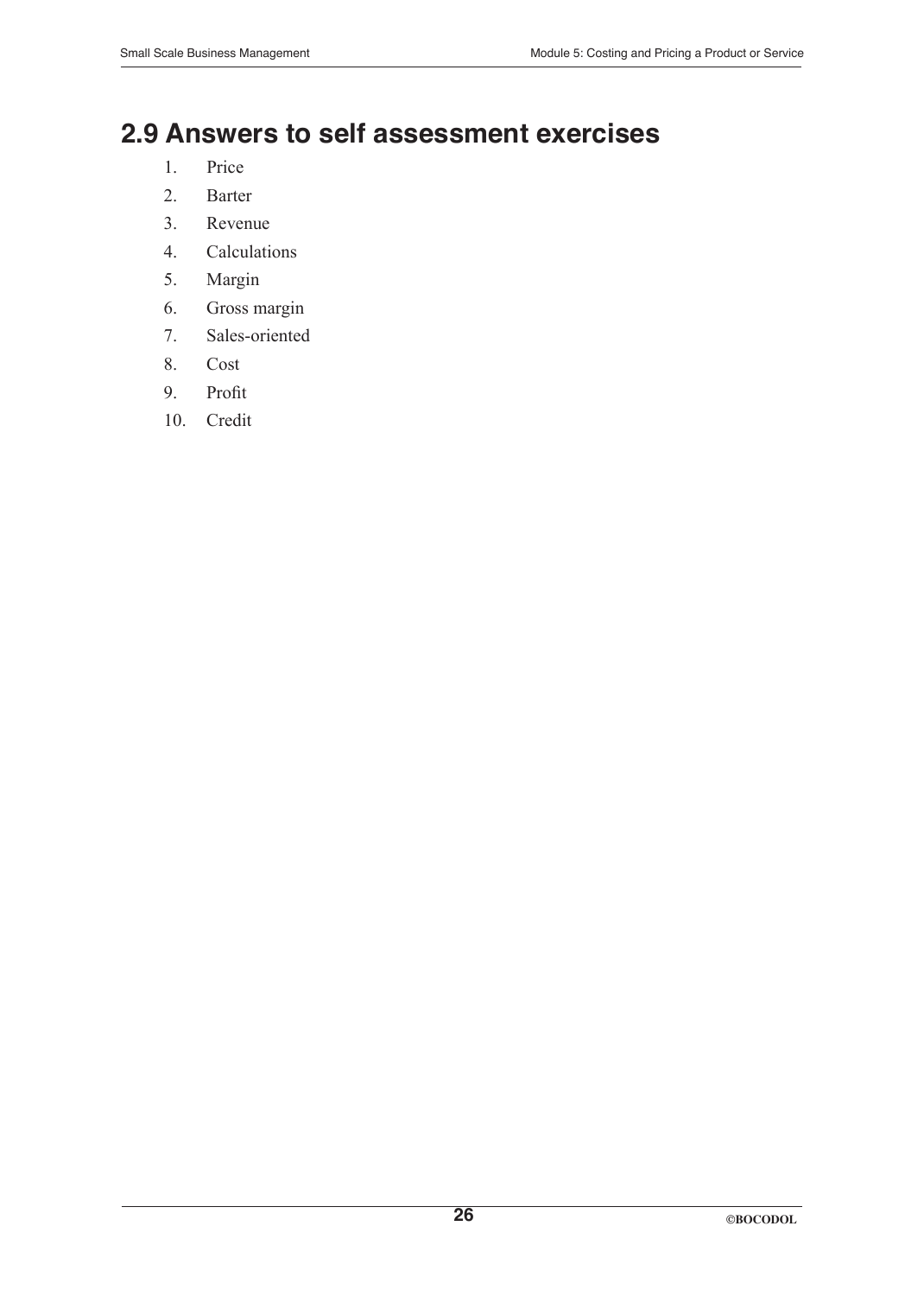## 2.9 Answers to self assessment exercises

1. Price
2. Barter
3. Revenue
4. Calculations
5. Margin
6. Gross margin
7. Sales-oriented
8. Cost
9. Profit
10. Credit